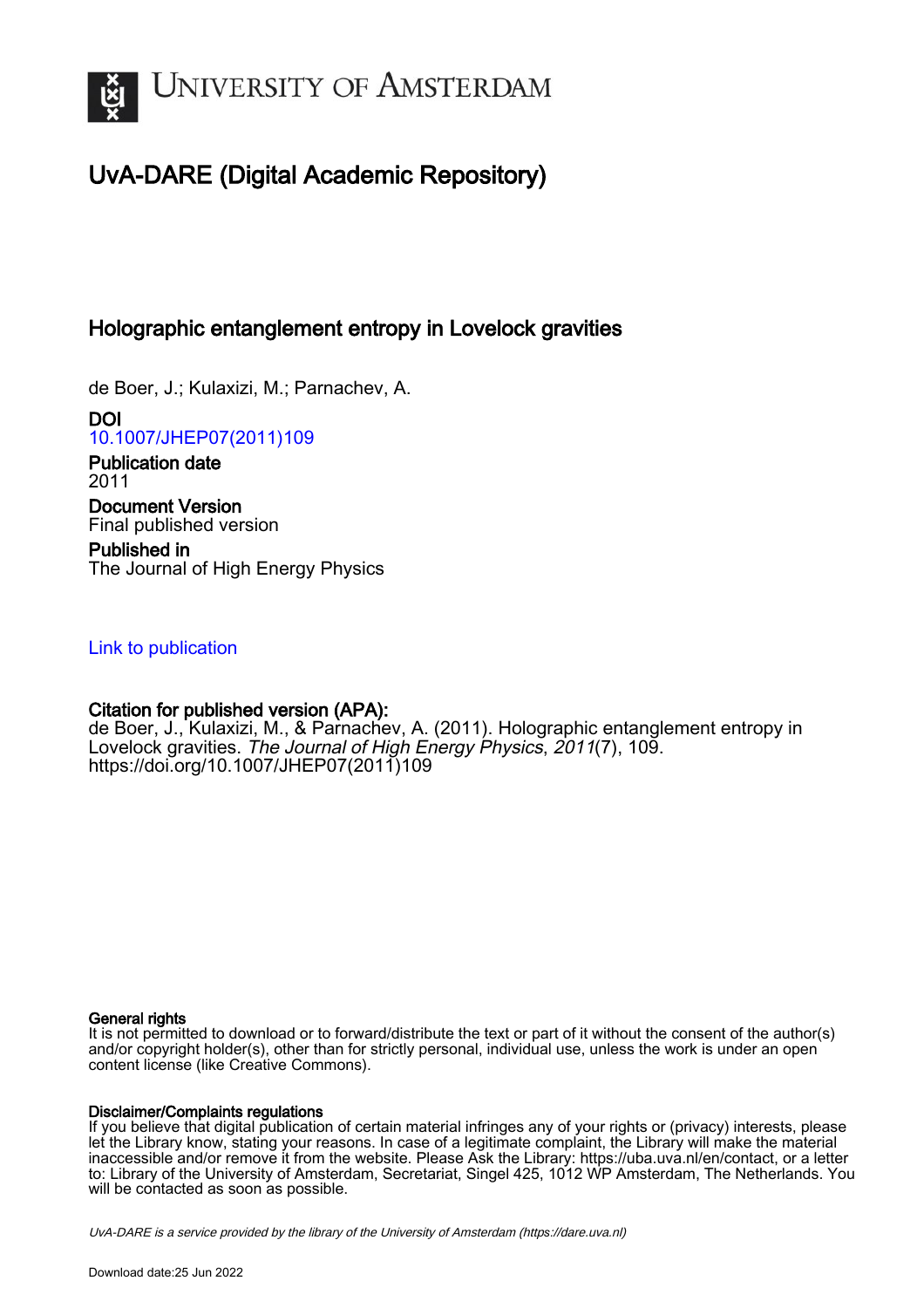# University of Amsterdam

## UvA-DARE (Digital Academic Repository)

### Holographic entanglement entropy in Lovelock gravities

de Boer, J.; Kulaxizi, M.; Parnachev, A.

**DOI**
10.1007/JHEP07(2011)109

**Publication date**
2011

**Document Version**
Final published version

**Published in**
The Journal of High Energy Physics

Link to publication

**Citation for published version (APA):**
de Boer, J., Kulaxizi, M., & Parnachev, A. (2011). Holographic entanglement entropy in Lovelock gravities. *The Journal of High Energy Physics*, *2011*(7), 109. https://doi.org/10.1007/JHEP07(2011)109

**General rights**
It is not permitted to download or to forward/distribute the text or part of it without the consent of the author(s) and/or copyright holder(s), other than for strictly personal, individual use, unless the work is under an open content license (like Creative Commons).

**Disclaimer/Complaints regulations**
If you believe that digital publication of certain material infringes any of your rights or (privacy) interests, please let the Library know, stating your reasons. In case of a legitimate complaint, the Library will make the material inaccessible and/or remove it from the website. Please Ask the Library: https://uba.uva.nl/en/contact, or a letter to: Library of the University of Amsterdam, Secretariat, Singel 425, 1012 WP Amsterdam, The Netherlands. You will be contacted as soon as possible.

*UvA-DARE is a service provided by the library of the University of Amsterdam (https://dare.uva.nl)*

Download date:25 Jun 2022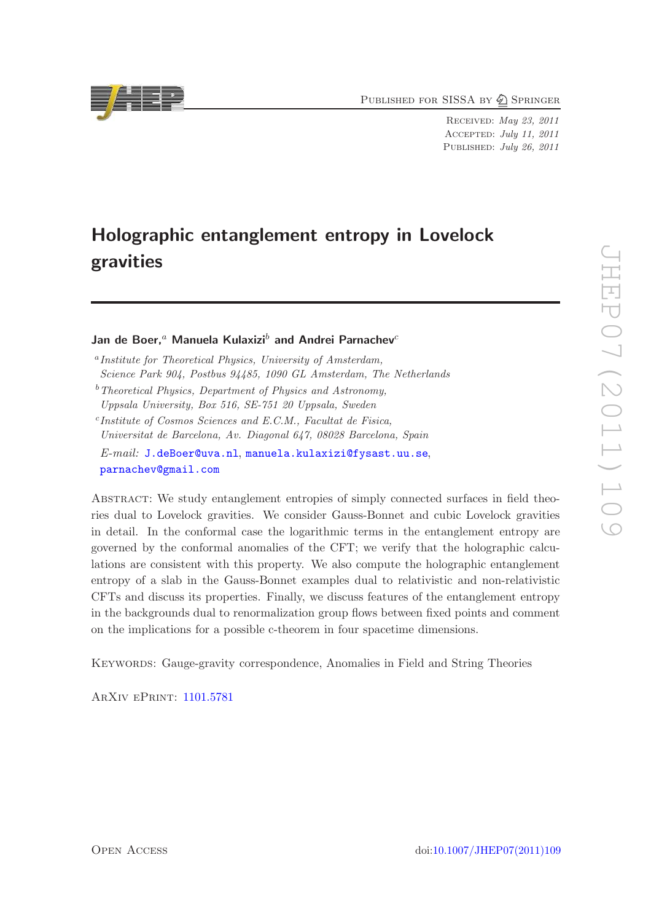Published for SISSA by Springer

Received: May 23, 2011
Accepted: July 11, 2011
Published: July 26, 2011

# Holographic entanglement entropy in Lovelock gravities

**Jan de Boer,**[a] **Manuela Kulaxizi**[b] **and Andrei Parnachev**[c]

[a] *Institute for Theoretical Physics, University of Amsterdam, Science Park 904, Postbus 94485, 1090 GL Amsterdam, The Netherlands*

[b] *Theoretical Physics, Department of Physics and Astronomy, Uppsala University, Box 516, SE-751 20 Uppsala, Sweden*

[c] *Institute of Cosmos Sciences and E.C.M., Facultat de Fisica, Universitat de Barcelona, Av. Diagonal 647, 08028 Barcelona, Spain*

*E-mail:* J.deBoer@uva.nl, manuela.kulaxizi@fysast.uu.se, parnachev@gmail.com

Abstract: We study entanglement entropies of simply connected surfaces in field theories dual to Lovelock gravities. We consider Gauss-Bonnet and cubic Lovelock gravities in detail. In the conformal case the logarithmic terms in the entanglement entropy are governed by the conformal anomalies of the CFT; we verify that the holographic calculations are consistent with this property. We also compute the holographic entanglement entropy of a slab in the Gauss-Bonnet examples dual to relativistic and non-relativistic CFTs and discuss its properties. Finally, we discuss features of the entanglement entropy in the backgrounds dual to renormalization group flows between fixed points and comment on the implications for a possible c-theorem in four spacetime dimensions.

Keywords: Gauge-gravity correspondence, Anomalies in Field and String Theories

ArXiv ePrint: 1101.5781

Open Access

doi:10.1007/JHEP07(2011)109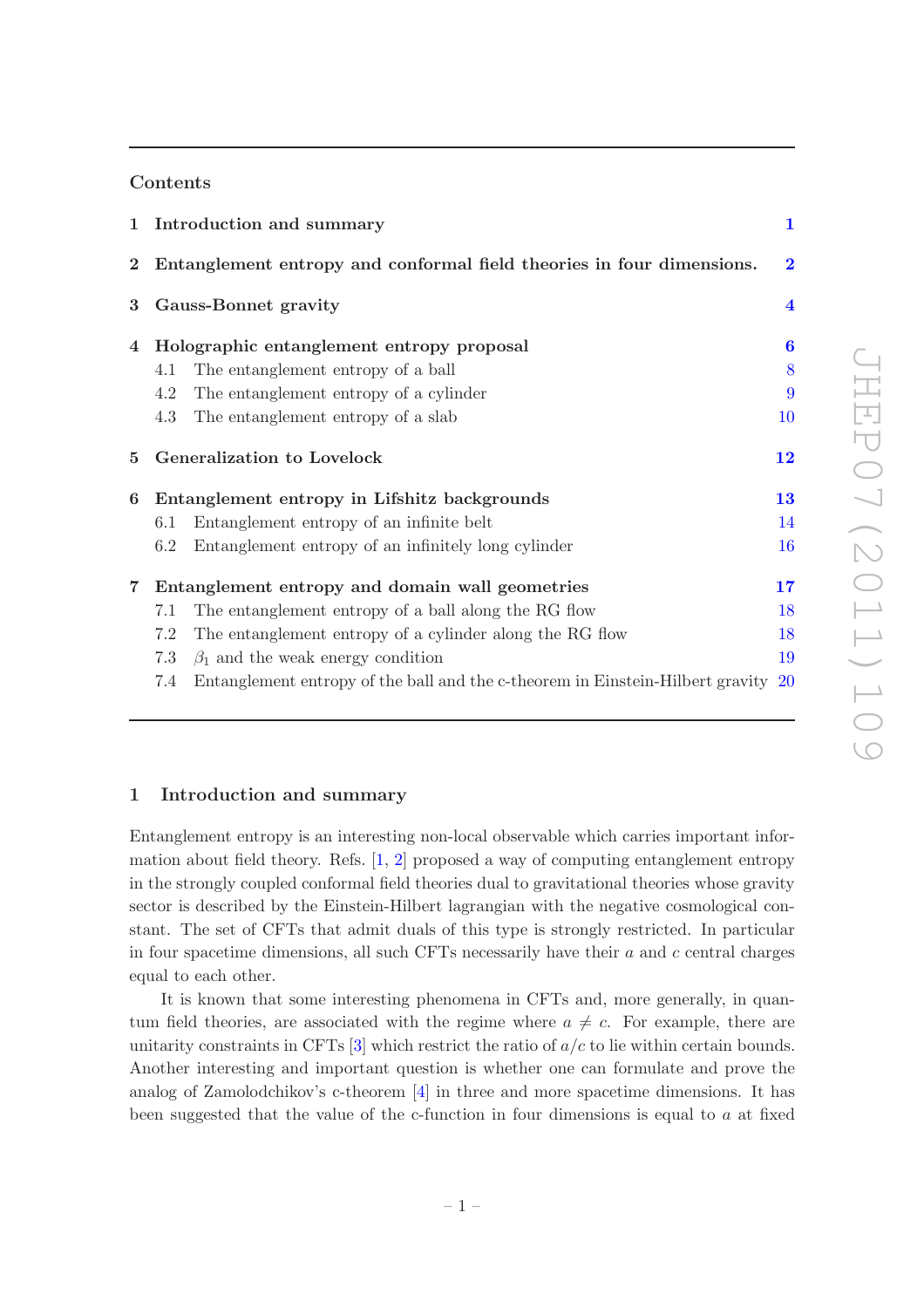## Contents

| | | |
|---|---|---|
| **1** | **Introduction and summary** | **1** |
| **2** | **Entanglement entropy and conformal field theories in four dimensions.** | **2** |
| **3** | **Gauss-Bonnet gravity** | **4** |
| **4** | **Holographic entanglement entropy proposal** | **6** |
| | 4.1 The entanglement entropy of a ball | 8 |
| | 4.2 The entanglement entropy of a cylinder | 9 |
| | 4.3 The entanglement entropy of a slab | 10 |
| **5** | **Generalization to Lovelock** | **12** |
| **6** | **Entanglement entropy in Lifshitz backgrounds** | **13** |
| | 6.1 Entanglement entropy of an infinite belt | 14 |
| | 6.2 Entanglement entropy of an infinitely long cylinder | 16 |
| **7** | **Entanglement entropy and domain wall geometries** | **17** |
| | 7.1 The entanglement entropy of a ball along the RG flow | 18 |
| | 7.2 The entanglement entropy of a cylinder along the RG flow | 18 |
| | 7.3 $\beta_1$ and the weak energy condition | 19 |
| | 7.4 Entanglement entropy of the ball and the c-theorem in Einstein-Hilbert gravity | 20 |

# 1 Introduction and summary

Entanglement entropy is an interesting non-local observable which carries important information about field theory. Refs. [1, 2] proposed a way of computing entanglement entropy in the strongly coupled conformal field theories dual to gravitational theories whose gravity sector is described by the Einstein-Hilbert lagrangian with the negative cosmological constant. The set of CFTs that admit duals of this type is strongly restricted. In particular in four spacetime dimensions, all such CFTs necessarily have their $a$ and $c$ central charges equal to each other.

It is known that some interesting phenomena in CFTs and, more generally, in quantum field theories, are associated with the regime where $a \neq c$. For example, there are unitarity constraints in CFTs [3] which restrict the ratio of $a/c$ to lie within certain bounds. Another interesting and important question is whether one can formulate and prove the analog of Zamolodchikov's c-theorem [4] in three and more spacetime dimensions. It has been suggested that the value of the c-function in four dimensions is equal to $a$ at fixed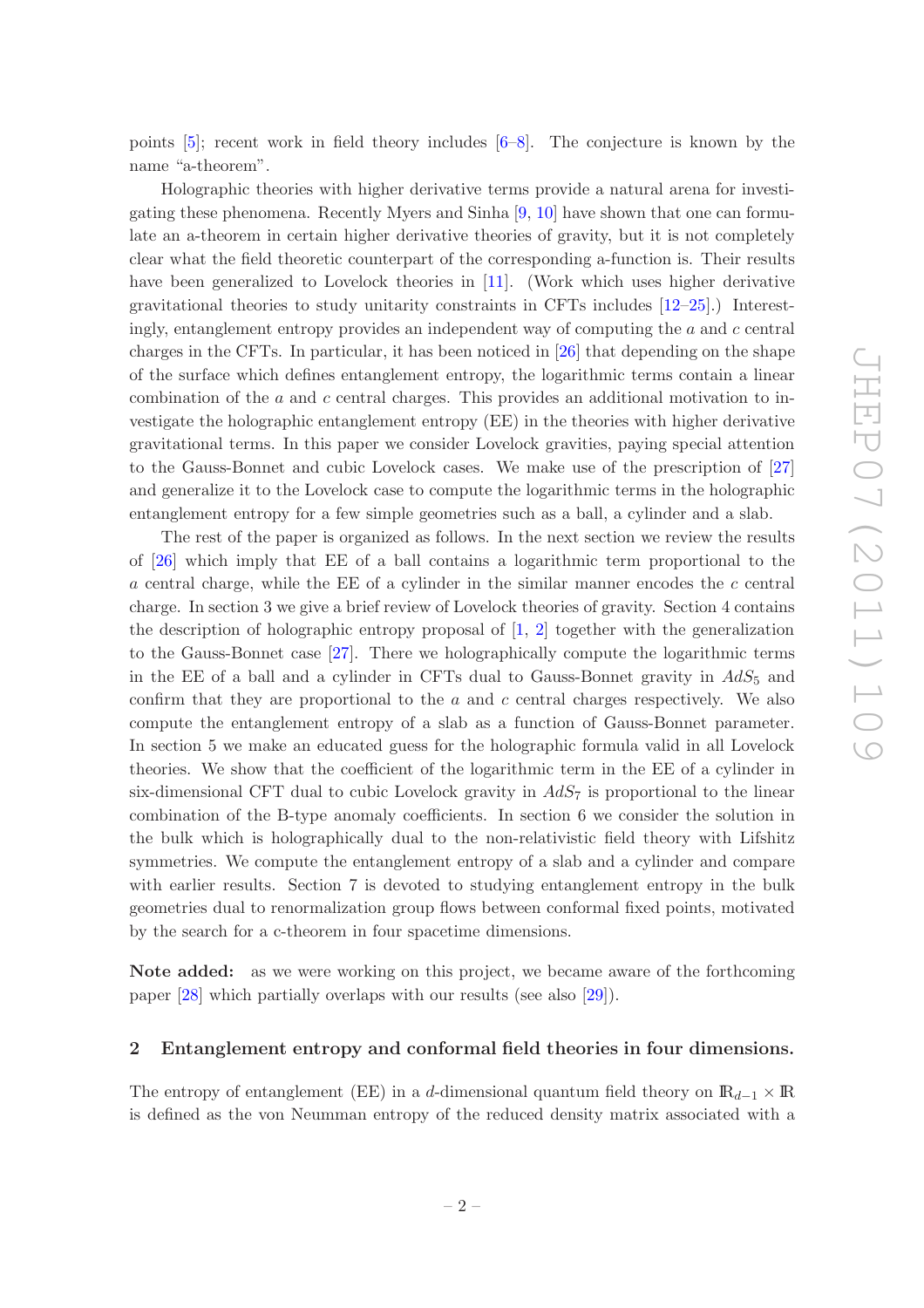points [5]; recent work in field theory includes [6–8]. The conjecture is known by the name "a-theorem".

Holographic theories with higher derivative terms provide a natural arena for investigating these phenomena. Recently Myers and Sinha [9, 10] have shown that one can formulate an a-theorem in certain higher derivative theories of gravity, but it is not completely clear what the field theoretic counterpart of the corresponding a-function is. Their results have been generalized to Lovelock theories in [11]. (Work which uses higher derivative gravitational theories to study unitarity constraints in CFTs includes [12–25].) Interestingly, entanglement entropy provides an independent way of computing the $a$ and $c$ central charges in the CFTs. In particular, it has been noticed in [26] that depending on the shape of the surface which defines entanglement entropy, the logarithmic terms contain a linear combination of the $a$ and $c$ central charges. This provides an additional motivation to investigate the holographic entanglement entropy (EE) in the theories with higher derivative gravitational terms. In this paper we consider Lovelock gravities, paying special attention to the Gauss-Bonnet and cubic Lovelock cases. We make use of the prescription of [27] and generalize it to the Lovelock case to compute the logarithmic terms in the holographic entanglement entropy for a few simple geometries such as a ball, a cylinder and a slab.

The rest of the paper is organized as follows. In the next section we review the results of [26] which imply that EE of a ball contains a logarithmic term proportional to the $a$ central charge, while the EE of a cylinder in the similar manner encodes the $c$ central charge. In section 3 we give a brief review of Lovelock theories of gravity. Section 4 contains the description of holographic entropy proposal of [1, 2] together with the generalization to the Gauss-Bonnet case [27]. There we holographically compute the logarithmic terms in the EE of a ball and a cylinder in CFTs dual to Gauss-Bonnet gravity in $AdS_5$ and confirm that they are proportional to the $a$ and $c$ central charges respectively. We also compute the entanglement entropy of a slab as a function of Gauss-Bonnet parameter. In section 5 we make an educated guess for the holographic formula valid in all Lovelock theories. We show that the coefficient of the logarithmic term in the EE of a cylinder in six-dimensional CFT dual to cubic Lovelock gravity in $AdS_7$ is proportional to the linear combination of the B-type anomaly coefficients. In section 6 we consider the solution in the bulk which is holographically dual to the non-relativistic field theory with Lifshitz symmetries. We compute the entanglement entropy of a slab and a cylinder and compare with earlier results. Section 7 is devoted to studying entanglement entropy in the bulk geometries dual to renormalization group flows between conformal fixed points, motivated by the search for a c-theorem in four spacetime dimensions.

**Note added:** as we were working on this project, we became aware of the forthcoming paper [28] which partially overlaps with our results (see also [29]).

## 2 Entanglement entropy and conformal field theories in four dimensions.

The entropy of entanglement (EE) in a $d$-dimensional quantum field theory on $\mathbb{R}_{d-1} \times \mathbb{R}$ is defined as the von Neumman entropy of the reduced density matrix associated with a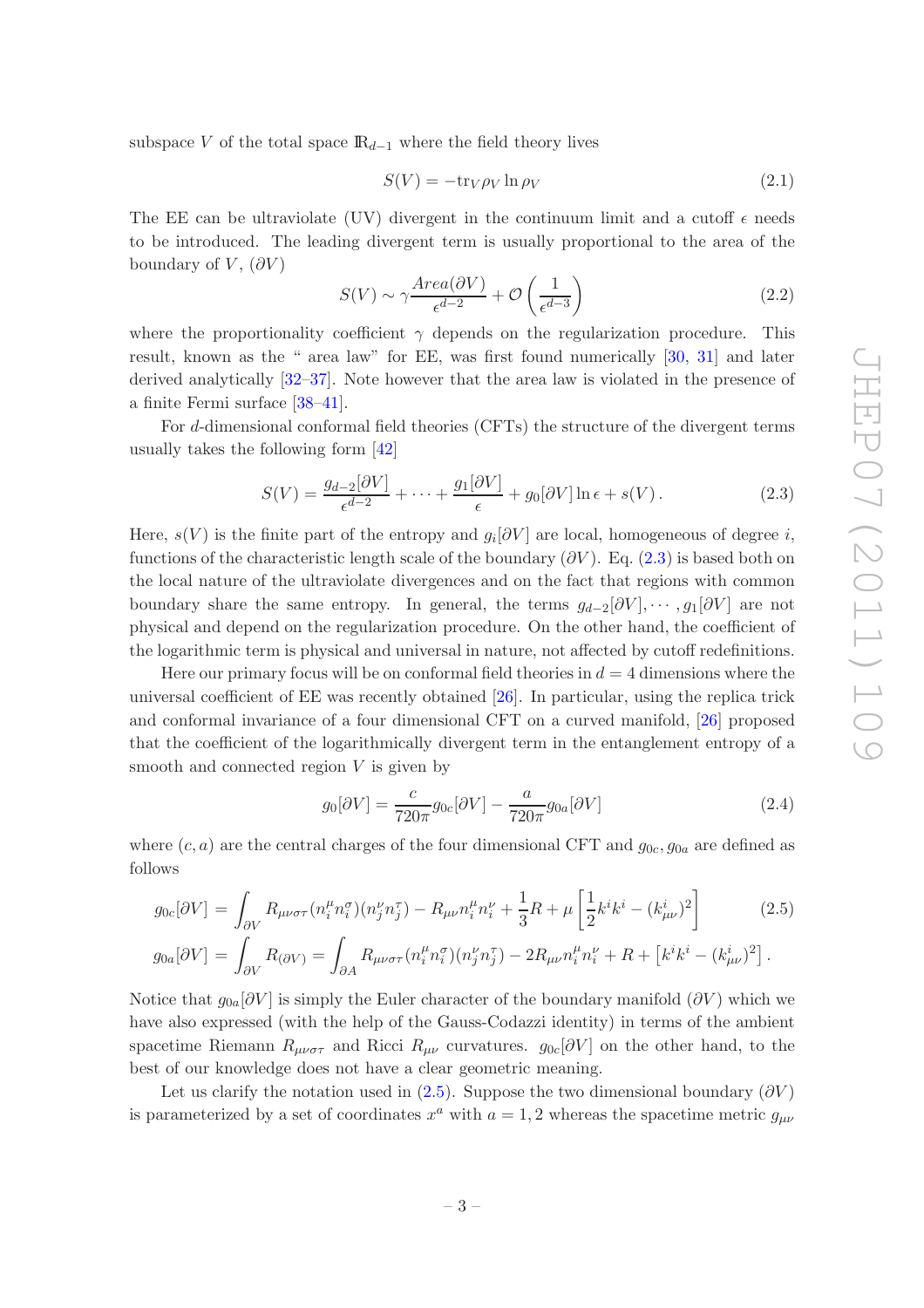subspace $V$ of the total space $\mathbb{R}_{d-1}$ where the field theory lives

$$S(V) = -\mathrm{tr}_V \rho_V \ln \rho_V \tag{2.1}$$

The EE can be ultraviolate (UV) divergent in the continuum limit and a cutoff $\epsilon$ needs to be introduced. The leading divergent term is usually proportional to the area of the boundary of $V$, $(\partial V)$

$$S(V) \sim \gamma \frac{Area(\partial V)}{\epsilon^{d-2}} + \mathcal{O}\left(\frac{1}{\epsilon^{d-3}}\right) \tag{2.2}$$

where the proportionality coefficient $\gamma$ depends on the regularization procedure. This result, known as the " area law" for EE, was first found numerically [30, 31] and later derived analytically [32–37]. Note however that the area law is violated in the presence of a finite Fermi surface [38–41].

For $d$-dimensional conformal field theories (CFTs) the structure of the divergent terms usually takes the following form [42]

$$S(V) = \frac{g_{d-2}[\partial V]}{\epsilon^{d-2}} + \cdots + \frac{g_1[\partial V]}{\epsilon} + g_0[\partial V] \ln \epsilon + s(V)\,. \tag{2.3}$$

Here, $s(V)$ is the finite part of the entropy and $g_i[\partial V]$ are local, homogeneous of degree $i$, functions of the characteristic length scale of the boundary $(\partial V)$. Eq. (2.3) is based both on the local nature of the ultraviolate divergences and on the fact that regions with common boundary share the same entropy. In general, the terms $g_{d-2}[\partial V], \cdots, g_1[\partial V]$ are not physical and depend on the regularization procedure. On the other hand, the coefficient of the logarithmic term is physical and universal in nature, not affected by cutoff redefinitions.

Here our primary focus will be on conformal field theories in $d = 4$ dimensions where the universal coefficient of EE was recently obtained [26]. In particular, using the replica trick and conformal invariance of a four dimensional CFT on a curved manifold, [26] proposed that the coefficient of the logarithmically divergent term in the entanglement entropy of a smooth and connected region $V$ is given by

$$g_0[\partial V] = \frac{c}{720\pi} g_{0c}[\partial V] - \frac{a}{720\pi} g_{0a}[\partial V] \tag{2.4}$$

where $(c, a)$ are the central charges of the four dimensional CFT and $g_{0c}, g_{0a}$ are defined as follows

$$\begin{aligned}
g_{0c}[\partial V] &= \int_{\partial V} R_{\mu\nu\sigma\tau}(n_i^\mu n_i^\sigma)(n_j^\nu n_j^\tau) - R_{\mu\nu} n_i^\mu n_i^\nu + \frac{1}{3} R + \mu \left[\frac{1}{2} k^i k^i - (k^i_{\mu\nu})^2\right] \\
g_{0a}[\partial V] &= \int_{\partial V} R_{(\partial V)} = \int_{\partial A} R_{\mu\nu\sigma\tau}(n_i^\mu n_i^\sigma)(n_j^\nu n_j^\tau) - 2R_{\mu\nu} n_i^\mu n_i^\nu + R + \left[k^i k^i - (k^i_{\mu\nu})^2\right].
\end{aligned} \tag{2.5}$$

Notice that $g_{0a}[\partial V]$ is simply the Euler character of the boundary manifold $(\partial V)$ which we have also expressed (with the help of the Gauss-Codazzi identity) in terms of the ambient spacetime Riemann $R_{\mu\nu\sigma\tau}$ and Ricci $R_{\mu\nu}$ curvatures. $g_{0c}[\partial V]$ on the other hand, to the best of our knowledge does not have a clear geometric meaning.

Let us clarify the notation used in (2.5). Suppose the two dimensional boundary $(\partial V)$ is parameterized by a set of coordinates $x^a$ with $a = 1, 2$ whereas the spacetime metric $g_{\mu\nu}$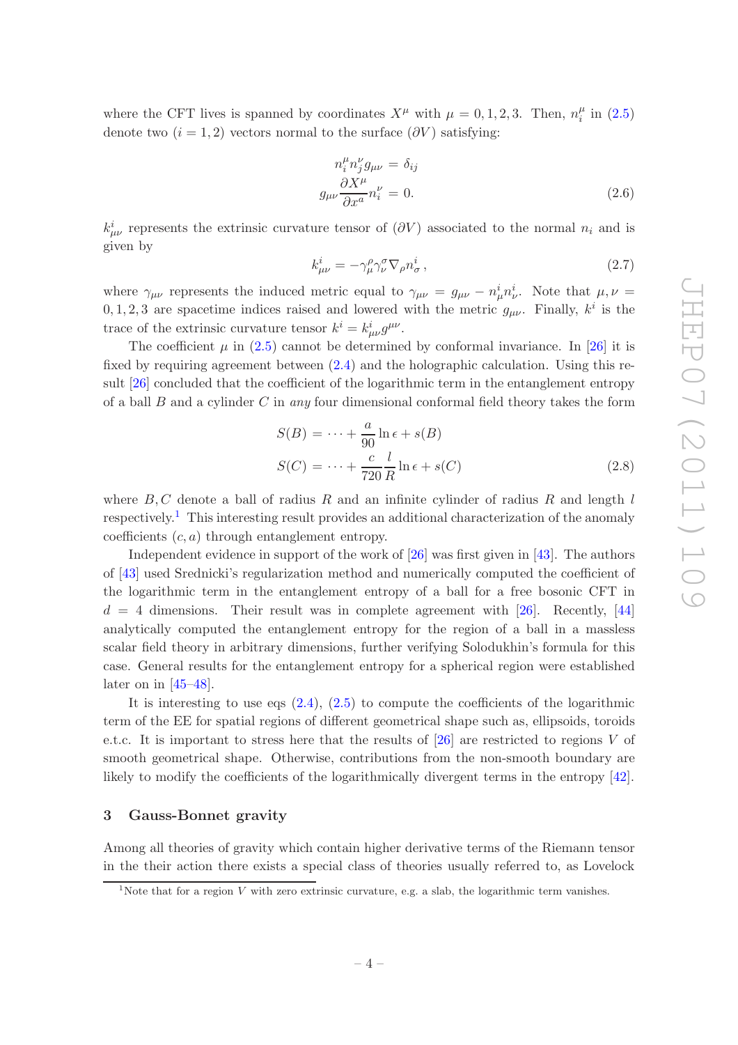where the CFT lives is spanned by coordinates $X^\mu$ with $\mu = 0, 1, 2, 3$. Then, $n_i^\mu$ in (2.5) denote two ($i = 1, 2$) vectors normal to the surface ($\partial V$) satisfying:

$$
\begin{aligned}
n_i^\mu n_j^\nu g_{\mu\nu} &= \delta_{ij} \\
g_{\mu\nu} \frac{\partial X^\mu}{\partial x^a} n_i^\nu &= 0.
\end{aligned}
\tag{2.6}
$$

$k^i_{\mu\nu}$ represents the extrinsic curvature tensor of ($\partial V$) associated to the normal $n_i$ and is given by

$$
k^i_{\mu\nu} = -\gamma^\rho_\mu \gamma^\sigma_\nu \nabla_\rho n^i_\sigma \,, \tag{2.7}
$$

where $\gamma_{\mu\nu}$ represents the induced metric equal to $\gamma_{\mu\nu} = g_{\mu\nu} - n^i_\mu n^i_\nu$. Note that $\mu, \nu = 0, 1, 2, 3$ are spacetime indices raised and lowered with the metric $g_{\mu\nu}$. Finally, $k^i$ is the trace of the extrinsic curvature tensor $k^i = k^i_{\mu\nu} g^{\mu\nu}$.

The coefficient $\mu$ in (2.5) cannot be determined by conformal invariance. In [26] it is fixed by requiring agreement between (2.4) and the holographic calculation. Using this result [26] concluded that the coefficient of the logarithmic term in the entanglement entropy of a ball $B$ and a cylinder $C$ in *any* four dimensional conformal field theory takes the form

$$
\begin{aligned}
S(B) &= \cdots + \frac{a}{90} \ln \epsilon + s(B) \\
S(C) &= \cdots + \frac{c}{720} \frac{l}{R} \ln \epsilon + s(C)
\end{aligned}
\tag{2.8}
$$

where $B, C$ denote a ball of radius $R$ and an infinite cylinder of radius $R$ and length $l$ respectively.[1] This interesting result provides an additional characterization of the anomaly coefficients $(c, a)$ through entanglement entropy.

Independent evidence in support of the work of [26] was first given in [43]. The authors of [43] used Srednicki's regularization method and numerically computed the coefficient of the logarithmic term in the entanglement entropy of a ball for a free bosonic CFT in $d = 4$ dimensions. Their result was in complete agreement with [26]. Recently, [44] analytically computed the entanglement entropy for the region of a ball in a massless scalar field theory in arbitrary dimensions, further verifying Solodukhin's formula for this case. General results for the entanglement entropy for a spherical region were established later on in [45–48].

It is interesting to use eqs (2.4), (2.5) to compute the coefficients of the logarithmic term of the EE for spatial regions of different geometrical shape such as, ellipsoids, toroids e.t.c. It is important to stress here that the results of [26] are restricted to regions $V$ of smooth geometrical shape. Otherwise, contributions from the non-smooth boundary are likely to modify the coefficients of the logarithmically divergent terms in the entropy [42].

## 3 Gauss-Bonnet gravity

Among all theories of gravity which contain higher derivative terms of the Riemann tensor in the their action there exists a special class of theories usually referred to, as Lovelock

[1] Note that for a region $V$ with zero extrinsic curvature, e.g. a slab, the logarithmic term vanishes.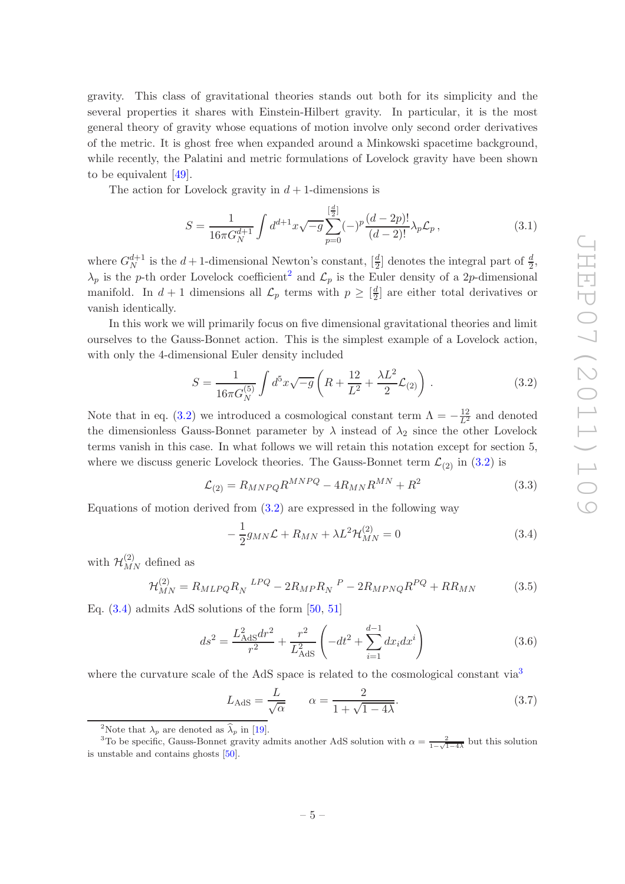gravity. This class of gravitational theories stands out both for its simplicity and the several properties it shares with Einstein-Hilbert gravity. In particular, it is the most general theory of gravity whose equations of motion involve only second order derivatives of the metric. It is ghost free when expanded around a Minkowski spacetime background, while recently, the Palatini and metric formulations of Lovelock gravity have been shown to be equivalent [49].

The action for Lovelock gravity in $d+1$-dimensions is

$$S = \frac{1}{16\pi G_N^{d+1}} \int d^{d+1}x \sqrt{-g} \sum_{p=0}^{[\frac{d}{2}]} (-)^p \frac{(d-2p)!}{(d-2)!} \lambda_p \mathcal{L}_p \,, \tag{3.1}$$

where $G_N^{d+1}$ is the $d+1$-dimensional Newton's constant, $[\frac{d}{2}]$ denotes the integral part of $\frac{d}{2}$, $\lambda_p$ is the $p$-th order Lovelock coefficient[2] and $\mathcal{L}_p$ is the Euler density of a $2p$-dimensional manifold. In $d+1$ dimensions all $\mathcal{L}_p$ terms with $p \geq [\frac{d}{2}]$ are either total derivatives or vanish identically.

In this work we will primarily focus on five dimensional gravitational theories and limit ourselves to the Gauss-Bonnet action. This is the simplest example of a Lovelock action, with only the 4-dimensional Euler density included

$$S = \frac{1}{16\pi G_N^{(5)}} \int d^5x \sqrt{-g} \left( R + \frac{12}{L^2} + \frac{\lambda L^2}{2} \mathcal{L}_{(2)} \right) \,. \tag{3.2}$$

Note that in eq. (3.2) we introduced a cosmological constant term $\Lambda = -\frac{12}{L^2}$ and denoted the dimensionless Gauss-Bonnet parameter by $\lambda$ instead of $\lambda_2$ since the other Lovelock terms vanish in this case. In what follows we will retain this notation except for section 5, where we discuss generic Lovelock theories. The Gauss-Bonnet term $\mathcal{L}_{(2)}$ in (3.2) is

$$\mathcal{L}_{(2)} = R_{MNPQ}R^{MNPQ} - 4R_{MN}R^{MN} + R^2 \tag{3.3}$$

Equations of motion derived from (3.2) are expressed in the following way

$$-\frac{1}{2} g_{MN} \mathcal{L} + R_{MN} + \lambda L^2 \mathcal{H}^{(2)}_{MN} = 0 \tag{3.4}$$

with $\mathcal{H}^{(2)}_{MN}$ defined as

$$\mathcal{H}^{(2)}_{MN} = R_{MLPQ} R_N{}^{LPQ} - 2R_{MP}R_N{}^P - 2R_{MPNQ}R^{PQ} + RR_{MN} \tag{3.5}$$

Eq. (3.4) admits AdS solutions of the form [50, 51]

$$ds^2 = \frac{L_{\rm AdS}^2 dr^2}{r^2} + \frac{r^2}{L_{\rm AdS}^2} \left( -dt^2 + \sum_{i=1}^{d-1} dx_i dx^i \right) \tag{3.6}$$

where the curvature scale of the AdS space is related to the cosmological constant via[3]

$$L_{\rm AdS} = \frac{L}{\sqrt{\alpha}} \qquad \alpha = \frac{2}{1+\sqrt{1-4\lambda}}. \tag{3.7}$$

---

[2] Note that $\lambda_p$ are denoted as $\widehat{\lambda}_p$ in [19].

[3] To be specific, Gauss-Bonnet gravity admits another AdS solution with $\alpha = \frac{2}{1-\sqrt{1-4\lambda}}$ but this solution is unstable and contains ghosts [50].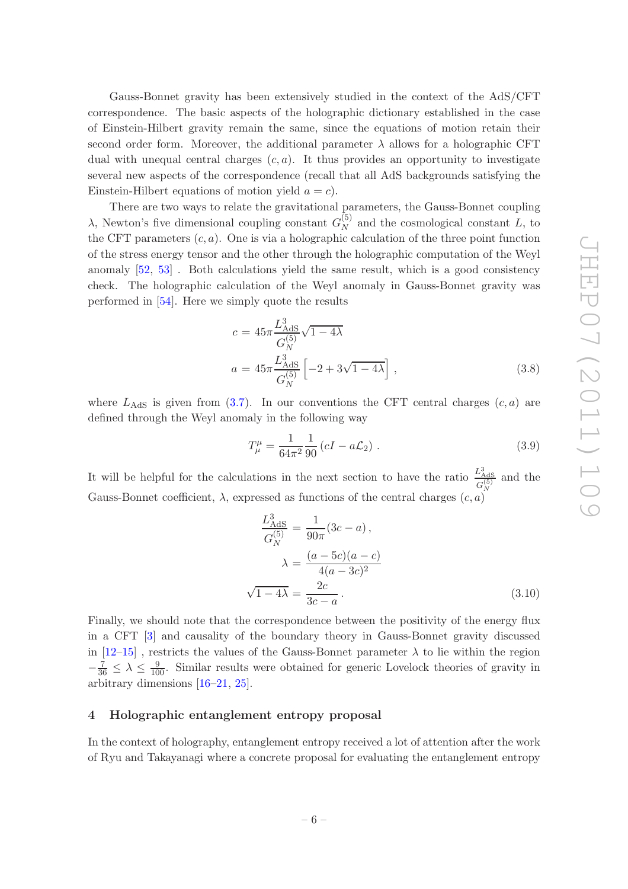Gauss-Bonnet gravity has been extensively studied in the context of the AdS/CFT correspondence. The basic aspects of the holographic dictionary established in the case of Einstein-Hilbert gravity remain the same, since the equations of motion retain their second order form. Moreover, the additional parameter $\lambda$ allows for a holographic CFT dual with unequal central charges $(c, a)$. It thus provides an opportunity to investigate several new aspects of the correspondence (recall that all AdS backgrounds satisfying the Einstein-Hilbert equations of motion yield $a = c$).

There are two ways to relate the gravitational parameters, the Gauss-Bonnet coupling $\lambda$, Newton's five dimensional coupling constant $G_N^{(5)}$ and the cosmological constant $L$, to the CFT parameters $(c, a)$. One is via a holographic calculation of the three point function of the stress energy tensor and the other through the holographic computation of the Weyl anomaly [52, 53] . Both calculations yield the same result, which is a good consistency check. The holographic calculation of the Weyl anomaly in Gauss-Bonnet gravity was performed in [54]. Here we simply quote the results

$$
\begin{aligned}
c &= 45\pi \frac{L_{\text{AdS}}^3}{G_N^{(5)}} \sqrt{1-4\lambda} \\
a &= 45\pi \frac{L_{\text{AdS}}^3}{G_N^{(5)}} \left[-2 + 3\sqrt{1-4\lambda}\right] ,
\end{aligned}
\tag{3.8}
$$

where $L_{\text{AdS}}$ is given from (3.7). In our conventions the CFT central charges $(c, a)$ are defined through the Weyl anomaly in the following way

$$
T^{\mu}_{\mu} = \frac{1}{64\pi^2} \frac{1}{90} \left(cI - a\mathcal{L}_2\right) . \tag{3.9}
$$

It will be helpful for the calculations in the next section to have the ratio $\frac{L_{\text{AdS}}^3}{G_N^{(5)}}$ and the Gauss-Bonnet coefficient, $\lambda$, expressed as functions of the central charges $(c, a)$

$$
\begin{aligned}
\frac{L_{\text{AdS}}^3}{G_N^{(5)}} &= \frac{1}{90\pi}(3c - a) , \\
\lambda &= \frac{(a - 5c)(a - c)}{4(a - 3c)^2} \\
\sqrt{1-4\lambda} &= \frac{2c}{3c - a} .
\end{aligned}
\tag{3.10}
$$

Finally, we should note that the correspondence between the positivity of the energy flux in a CFT [3] and causality of the boundary theory in Gauss-Bonnet gravity discussed in [12–15] , restricts the values of the Gauss-Bonnet parameter $\lambda$ to lie within the region $-\frac{7}{36} \leq \lambda \leq \frac{9}{100}$. Similar results were obtained for generic Lovelock theories of gravity in arbitrary dimensions [16–21, 25].

## 4 Holographic entanglement entropy proposal

In the context of holography, entanglement entropy received a lot of attention after the work of Ryu and Takayanagi where a concrete proposal for evaluating the entanglement entropy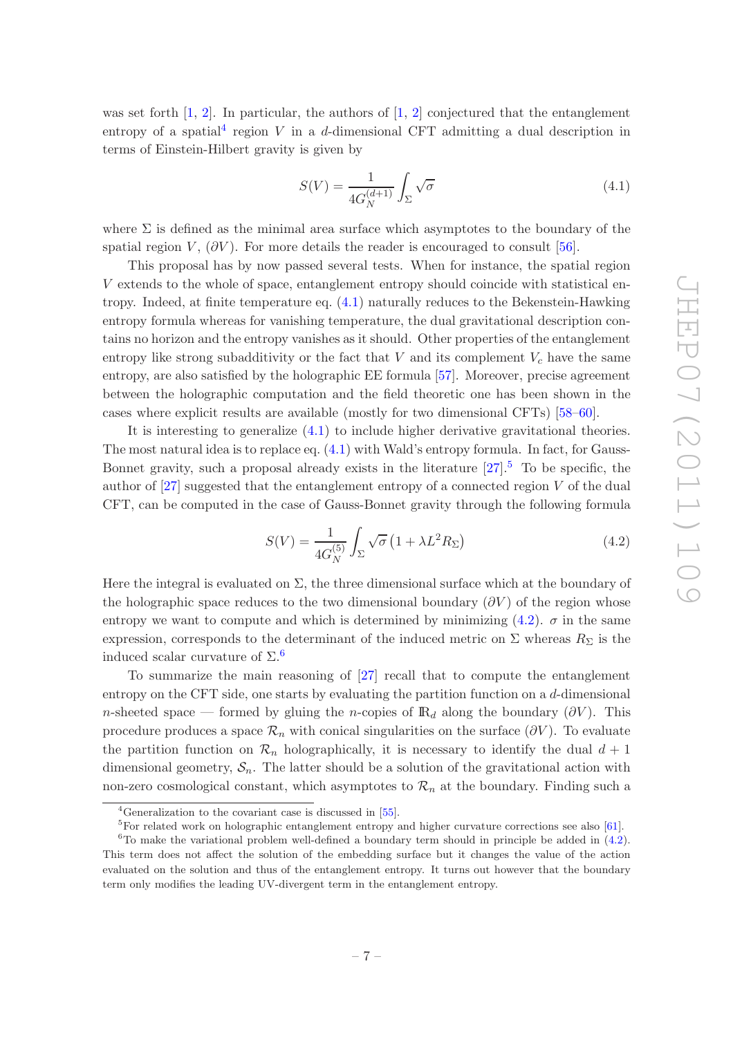was set forth [1, 2]. In particular, the authors of [1, 2] conjectured that the entanglement entropy of a spatial[4] region $V$ in a $d$-dimensional CFT admitting a dual description in terms of Einstein-Hilbert gravity is given by

$$S(V) = \frac{1}{4G_N^{(d+1)}} \int_\Sigma \sqrt{\sigma} \tag{4.1}$$

where $\Sigma$ is defined as the minimal area surface which asymptotes to the boundary of the spatial region $V$, $(\partial V)$. For more details the reader is encouraged to consult [56].

This proposal has by now passed several tests. When for instance, the spatial region $V$ extends to the whole of space, entanglement entropy should coincide with statistical entropy. Indeed, at finite temperature eq. (4.1) naturally reduces to the Bekenstein-Hawking entropy formula whereas for vanishing temperature, the dual gravitational description contains no horizon and the entropy vanishes as it should. Other properties of the entanglement entropy like strong subadditivity or the fact that $V$ and its complement $V_c$ have the same entropy, are also satisfied by the holographic EE formula [57]. Moreover, precise agreement between the holographic computation and the field theoretic one has been shown in the cases where explicit results are available (mostly for two dimensional CFTs) [58–60].

It is interesting to generalize (4.1) to include higher derivative gravitational theories. The most natural idea is to replace eq. (4.1) with Wald's entropy formula. In fact, for Gauss-Bonnet gravity, such a proposal already exists in the literature [27].[5] To be specific, the author of [27] suggested that the entanglement entropy of a connected region $V$ of the dual CFT, can be computed in the case of Gauss-Bonnet gravity through the following formula

$$S(V) = \frac{1}{4G_N^{(5)}} \int_\Sigma \sqrt{\sigma} \left(1 + \lambda L^2 R_\Sigma\right) \tag{4.2}$$

Here the integral is evaluated on $\Sigma$, the three dimensional surface which at the boundary of the holographic space reduces to the two dimensional boundary $(\partial V)$ of the region whose entropy we want to compute and which is determined by minimizing (4.2). $\sigma$ in the same expression, corresponds to the determinant of the induced metric on $\Sigma$ whereas $R_\Sigma$ is the induced scalar curvature of $\Sigma$.[6]

To summarize the main reasoning of [27] recall that to compute the entanglement entropy on the CFT side, one starts by evaluating the partition function on a $d$-dimensional $n$-sheeted space — formed by gluing the $n$-copies of $\mathbb{R}_d$ along the boundary $(\partial V)$. This procedure produces a space $\mathcal{R}_n$ with conical singularities on the surface $(\partial V)$. To evaluate the partition function on $\mathcal{R}_n$ holographically, it is necessary to identify the dual $d+1$ dimensional geometry, $\mathcal{S}_n$. The latter should be a solution of the gravitational action with non-zero cosmological constant, which asymptotes to $\mathcal{R}_n$ at the boundary. Finding such a

---

[4] Generalization to the covariant case is discussed in [55].

[5] For related work on holographic entanglement entropy and higher curvature corrections see also [61].

[6] To make the variational problem well-defined a boundary term should in principle be added in (4.2). This term does not affect the solution of the embedding surface but it changes the value of the action evaluated on the solution and thus of the entanglement entropy. It turns out however that the boundary term only modifies the leading UV-divergent term in the entanglement entropy.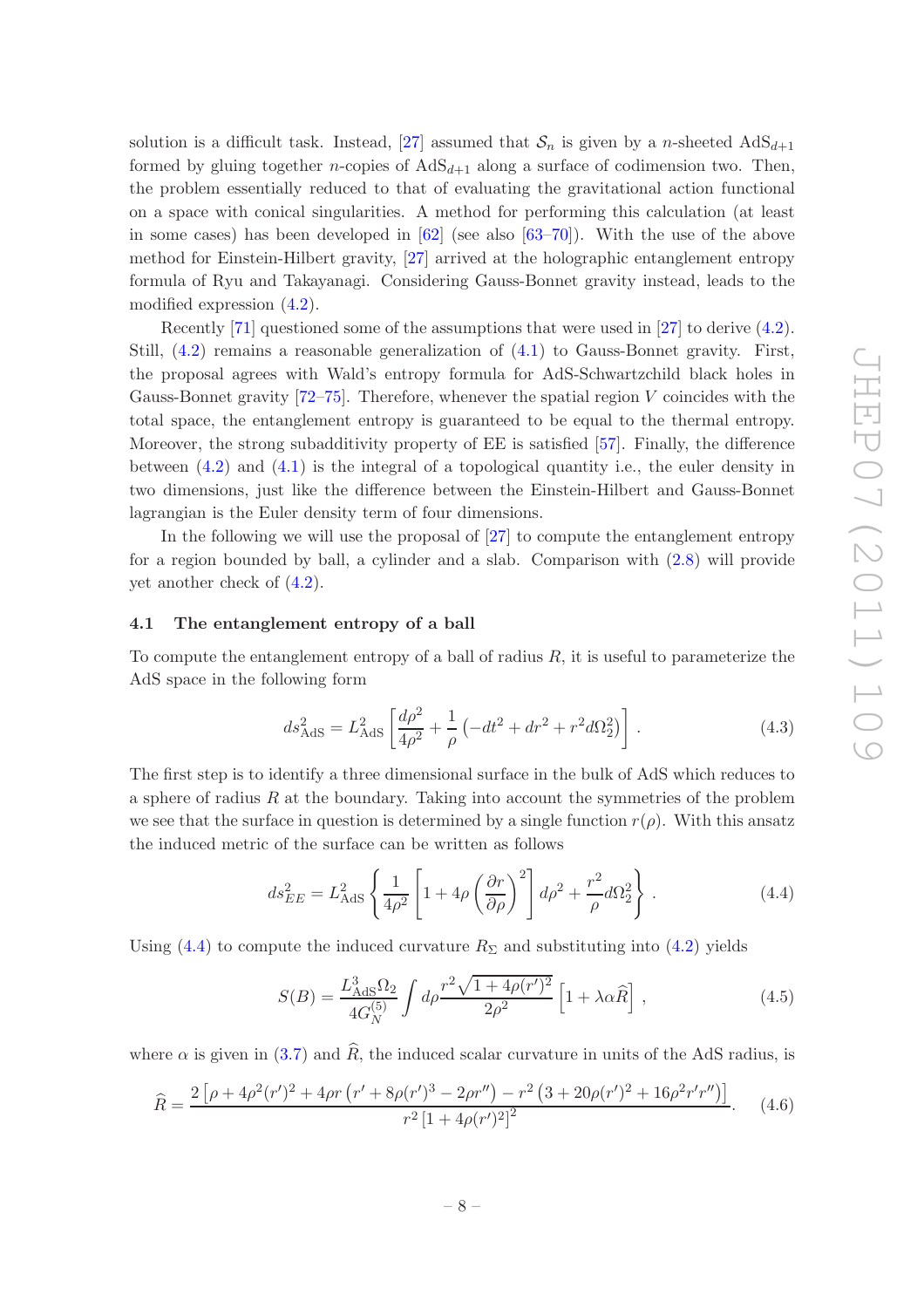solution is a difficult task. Instead, [27] assumed that $\mathcal{S}_n$ is given by a $n$-sheeted AdS$_{d+1}$ formed by gluing together $n$-copies of AdS$_{d+1}$ along a surface of codimension two. Then, the problem essentially reduced to that of evaluating the gravitational action functional on a space with conical singularities. A method for performing this calculation (at least in some cases) has been developed in [62] (see also [63–70]). With the use of the above method for Einstein-Hilbert gravity, [27] arrived at the holographic entanglement entropy formula of Ryu and Takayanagi. Considering Gauss-Bonnet gravity instead, leads to the modified expression (4.2).

Recently [71] questioned some of the assumptions that were used in [27] to derive (4.2). Still, (4.2) remains a reasonable generalization of (4.1) to Gauss-Bonnet gravity. First, the proposal agrees with Wald's entropy formula for AdS-Schwartzchild black holes in Gauss-Bonnet gravity [72–75]. Therefore, whenever the spatial region $V$ coincides with the total space, the entanglement entropy is guaranteed to be equal to the thermal entropy. Moreover, the strong subadditivity property of EE is satisfied [57]. Finally, the difference between (4.2) and (4.1) is the integral of a topological quantity i.e., the euler density in two dimensions, just like the difference between the Einstein-Hilbert and Gauss-Bonnet lagrangian is the Euler density term of four dimensions.

In the following we will use the proposal of [27] to compute the entanglement entropy for a region bounded by ball, a cylinder and a slab. Comparison with (2.8) will provide yet another check of (4.2).

### 4.1 The entanglement entropy of a ball

To compute the entanglement entropy of a ball of radius $R$, it is useful to parameterize the AdS space in the following form

$$ds^2_{\text{AdS}} = L^2_{\text{AdS}} \left[ \frac{d\rho^2}{4\rho^2} + \frac{1}{\rho}\left(-dt^2 + dr^2 + r^2 d\Omega_2^2\right) \right] . \tag{4.3}$$

The first step is to identify a three dimensional surface in the bulk of AdS which reduces to a sphere of radius $R$ at the boundary. Taking into account the symmetries of the problem we see that the surface in question is determined by a single function $r(\rho)$. With this ansatz the induced metric of the surface can be written as follows

$$ds^2_{EE} = L^2_{\text{AdS}} \left\{ \frac{1}{4\rho^2}\left[1 + 4\rho\left(\frac{\partial r}{\partial \rho}\right)^2\right] d\rho^2 + \frac{r^2}{\rho} d\Omega_2^2 \right\} . \tag{4.4}$$

Using (4.4) to compute the induced curvature $R_\Sigma$ and substituting into (4.2) yields

$$S(B) = \frac{L^3_{\text{AdS}}\Omega_2}{4G_N^{(5)}} \int d\rho \frac{r^2\sqrt{1+4\rho(r')^2}}{2\rho^2}\left[1 + \lambda\alpha\widehat{R}\right] , \tag{4.5}$$

where $\alpha$ is given in (3.7) and $\widehat{R}$, the induced scalar curvature in units of the AdS radius, is

$$\widehat{R} = \frac{2\left[\rho + 4\rho^2(r')^2 + 4\rho r\left(r' + 8\rho(r')^3 - 2\rho r''\right) - r^2\left(3 + 20\rho(r')^2 + 16\rho^2 r' r''\right)\right]}{r^2\left[1+4\rho(r')^2\right]^2}. \tag{4.6}$$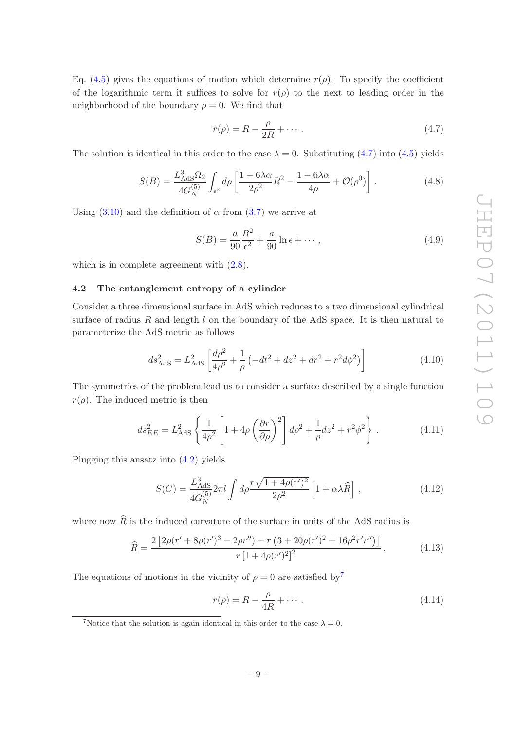Eq. (4.5) gives the equations of motion which determine $r(\rho)$. To specify the coefficient of the logarithmic term it suffices to solve for $r(\rho)$ to the next to leading order in the neighborhood of the boundary $\rho = 0$. We find that

$$r(\rho) = R - \frac{\rho}{2R} + \cdots . \tag{4.7}$$

The solution is identical in this order to the case $\lambda = 0$. Substituting (4.7) into (4.5) yields

$$S(B) = \frac{L_{\rm AdS}^3 \Omega_2}{4G_N^{(5)}} \int_{\epsilon^2} d\rho \left[ \frac{1 - 6\lambda\alpha}{2\rho^2} R^2 - \frac{1 - 6\lambda\alpha}{4\rho} + \mathcal{O}(\rho^0) \right] . \tag{4.8}$$

Using (3.10) and the definition of $\alpha$ from (3.7) we arrive at

$$S(B) = \frac{a}{90} \frac{R^2}{\epsilon^2} + \frac{a}{90} \ln \epsilon + \cdots , \tag{4.9}$$

which is in complete agreement with (2.8).

### 4.2 The entanglement entropy of a cylinder

Consider a three dimensional surface in AdS which reduces to a two dimensional cylindrical surface of radius $R$ and length $l$ on the boundary of the AdS space. It is then natural to parameterize the AdS metric as follows

$$ds^2_{\rm AdS} = L^2_{\rm AdS} \left[ \frac{d\rho^2}{4\rho^2} + \frac{1}{\rho} \left( -dt^2 + dz^2 + dr^2 + r^2 d\phi^2 \right) \right] \tag{4.10}$$

The symmetries of the problem lead us to consider a surface described by a single function $r(\rho)$. The induced metric is then

$$ds^2_{EE} = L^2_{\rm AdS} \left\{ \frac{1}{4\rho^2} \left[ 1 + 4\rho \left( \frac{\partial r}{\partial \rho} \right)^2 \right] d\rho^2 + \frac{1}{\rho} dz^2 + r^2 \phi^2 \right\} . \tag{4.11}$$

Plugging this ansatz into (4.2) yields

$$S(C) = \frac{L_{\rm AdS}^3}{4G_N^{(5)}} 2\pi l \int d\rho \frac{r\sqrt{1 + 4\rho (r')^2}}{2\rho^2} \left[ 1 + \alpha\lambda \widehat{R} \right] , \tag{4.12}$$

where now $\widehat{R}$ is the induced curvature of the surface in units of the AdS radius is

$$\widehat{R} = \frac{2 \left[ 2\rho (r' + 8\rho (r')^3 - 2\rho r'') - r \left( 3 + 20\rho (r')^2 + 16\rho^2 r' r'' \right) \right]}{r \left[ 1 + 4\rho (r')^2 \right]^2} . \tag{4.13}$$

The equations of motions in the vicinity of $\rho = 0$ are satisfied by[7]

$$r(\rho) = R - \frac{\rho}{4R} + \cdots . \tag{4.14}$$

[7] Notice that the solution is again identical in this order to the case $\lambda = 0$.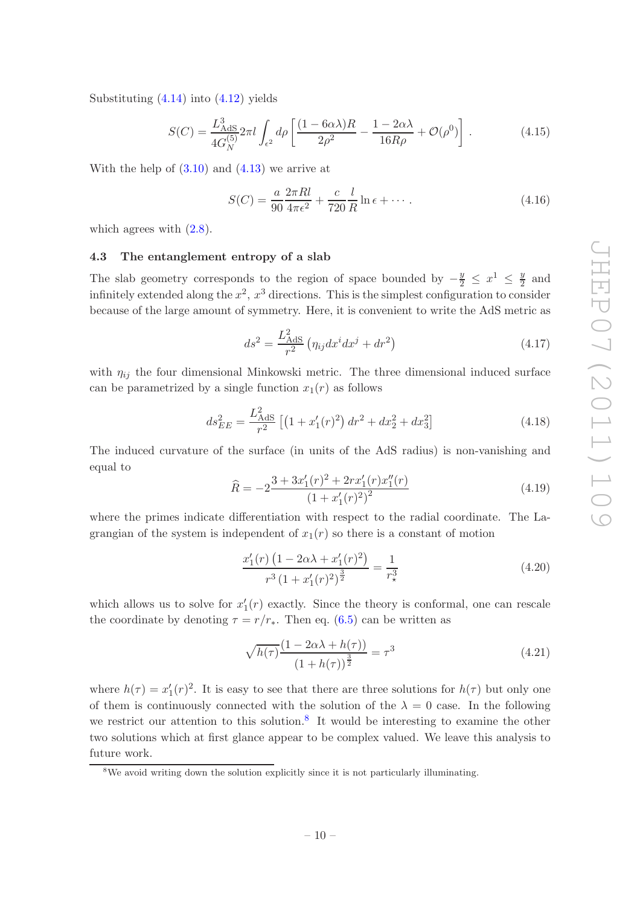Substituting (4.14) into (4.12) yields

$$S(C) = \frac{L^3_{\rm AdS}}{4G_N^{(5)}} 2\pi l \int_{\epsilon^2} d\rho \left[ \frac{(1-6\alpha\lambda)R}{2\rho^2} - \frac{1-2\alpha\lambda}{16R\rho} + \mathcal{O}(\rho^0) \right] . \tag{4.15}$$

With the help of (3.10) and (4.13) we arrive at

$$S(C) = \frac{a}{90} \frac{2\pi R l}{4\pi\epsilon^2} + \frac{c}{720} \frac{l}{R} \ln \epsilon + \cdots . \tag{4.16}$$

which agrees with (2.8).

### 4.3 The entanglement entropy of a slab

The slab geometry corresponds to the region of space bounded by $-\frac{y}{2} \leq x^1 \leq \frac{y}{2}$ and infinitely extended along the $x^2$, $x^3$ directions. This is the simplest configuration to consider because of the large amount of symmetry. Here, it is convenient to write the AdS metric as

$$ds^2 = \frac{L^2_{\rm AdS}}{r^2} \left( \eta_{ij} dx^i dx^j + dr^2 \right) \tag{4.17}$$

with $\eta_{ij}$ the four dimensional Minkowski metric. The three dimensional induced surface can be parametrized by a single function $x_1(r)$ as follows

$$ds^2_{EE} = \frac{L^2_{\rm AdS}}{r^2} \left[ \left(1 + x_1'(r)^2\right) dr^2 + dx_2^2 + dx_3^2 \right] \tag{4.18}$$

The induced curvature of the surface (in units of the AdS radius) is non-vanishing and equal to

$$\widehat{R} = -2 \frac{3 + 3x_1'(r)^2 + 2r x_1'(r) x_1''(r)}{\left(1 + x_1'(r)^2\right)^2} \tag{4.19}$$

where the primes indicate differentiation with respect to the radial coordinate. The Lagrangian of the system is independent of $x_1(r)$ so there is a constant of motion

$$\frac{x_1'(r) \left(1 - 2\alpha\lambda + x_1'(r)^2\right)}{r^3 \left(1 + x_1'(r)^2\right)^{\frac{3}{2}}} = \frac{1}{r_\star^3} \tag{4.20}$$

which allows us to solve for $x_1'(r)$ exactly. Since the theory is conformal, one can rescale the coordinate by denoting $\tau = r/r_*$. Then eq. (6.5) can be written as

$$\sqrt{h(\tau)} \frac{(1 - 2\alpha\lambda + h(\tau))}{(1 + h(\tau))^{\frac{3}{2}}} = \tau^3 \tag{4.21}$$

where $h(\tau) = x_1'(r)^2$. It is easy to see that there are three solutions for $h(\tau)$ but only one of them is continuously connected with the solution of the $\lambda = 0$ case. In the following we restrict our attention to this solution.[8] It would be interesting to examine the other two solutions which at first glance appear to be complex valued. We leave this analysis to future work.

[8] We avoid writing down the solution explicitly since it is not particularly illuminating.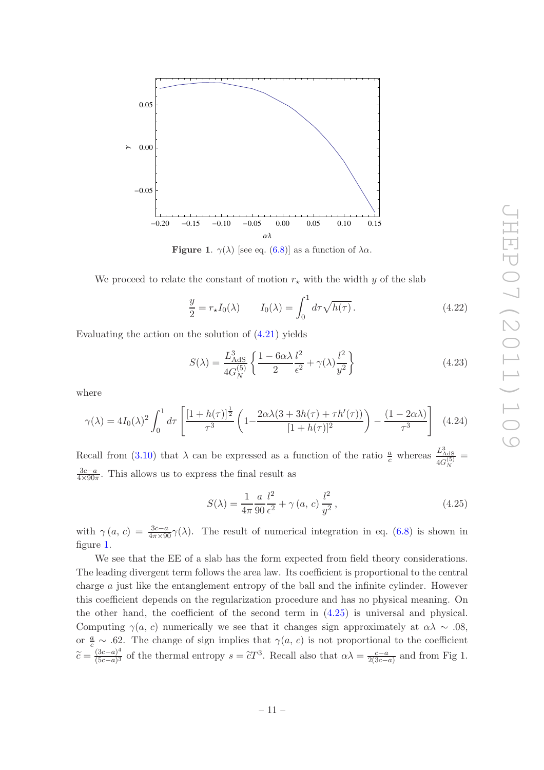**Figure 1.** $\gamma(\lambda)$ [see eq. (6.8)] as a function of $\lambda\alpha$.

We proceed to relate the constant of motion $r_\star$ with the width $y$ of the slab

$$\frac{y}{2} = r_\star I_0(\lambda) \qquad I_0(\lambda) = \int_0^1 d\tau \sqrt{h(\tau)}\,. \tag{4.22}$$

Evaluating the action on the solution of (4.21) yields

$$S(\lambda) = \frac{L^3_{\rm AdS}}{4G_N^{(5)}} \left\{ \frac{1-6\alpha\lambda}{2}\frac{l^2}{\epsilon^2} + \gamma(\lambda)\frac{l^2}{y^2} \right\} \tag{4.23}$$

where

$$\gamma(\lambda) = 4I_0(\lambda)^2 \int_0^1 d\tau \left[ \frac{[1+h(\tau)]^{\frac{1}{2}}}{\tau^3}\left(1 - \frac{2\alpha\lambda(3+3h(\tau)+\tau h'(\tau))}{[1+h(\tau)]^2}\right) - \frac{(1-2\alpha\lambda)}{\tau^3} \right] \tag{4.24}$$

Recall from (3.10) that $\lambda$ can be expressed as a function of the ratio $\frac{a}{c}$ whereas $\frac{L^3_{\rm AdS}}{4G_N^{(5)}} = \frac{3c-a}{4\times 90\pi}$. This allows us to express the final result as

$$S(\lambda) = \frac{1}{4\pi}\frac{a}{90}\frac{l^2}{\epsilon^2} + \gamma\,(a,\, c)\,\frac{l^2}{y^2}\,, \tag{4.25}$$

with $\gamma\,(a,\, c) = \frac{3c-a}{4\pi\times 90}\gamma(\lambda)$. The result of numerical integration in eq. (6.8) is shown in figure 1.

We see that the EE of a slab has the form expected from field theory considerations. The leading divergent term follows the area law. Its coefficient is proportional to the central charge $a$ just like the entanglement entropy of the ball and the infinite cylinder. However this coefficient depends on the regularization procedure and has no physical meaning. On the other hand, the coefficient of the second term in (4.25) is universal and physical. Computing $\gamma(a,\, c)$ numerically we see that it changes sign approximately at $\alpha\lambda \sim .08$, or $\frac{a}{c} \sim .62$. The change of sign implies that $\gamma(a,\, c)$ is not proportional to the coefficient $\widetilde{c} = \frac{(3c-a)^4}{(5c-a)^3}$ of the thermal entropy $s = \widetilde{c}T^3$. Recall also that $\alpha\lambda = \frac{c-a}{2(3c-a)}$ and from Fig 1.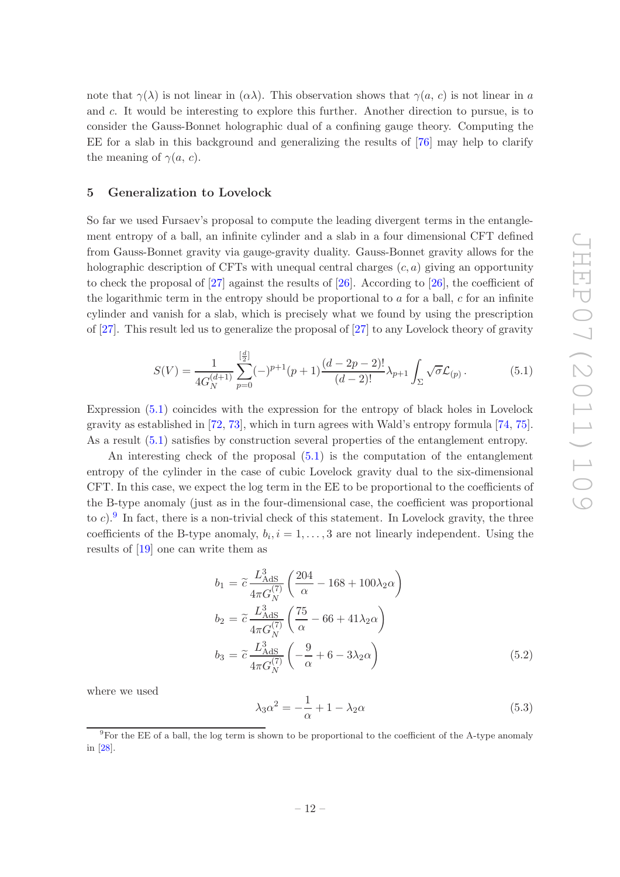note that $\gamma(\lambda)$ is not linear in $(\alpha\lambda)$. This observation shows that $\gamma(a,\, c)$ is not linear in $a$ and $c$. It would be interesting to explore this further. Another direction to pursue, is to consider the Gauss-Bonnet holographic dual of a confining gauge theory. Computing the EE for a slab in this background and generalizing the results of [76] may help to clarify the meaning of $\gamma(a,\, c)$.

## 5 Generalization to Lovelock

So far we used Fursaev's proposal to compute the leading divergent terms in the entanglement entropy of a ball, an infinite cylinder and a slab in a four dimensional CFT defined from Gauss-Bonnet gravity via gauge-gravity duality. Gauss-Bonnet gravity allows for the holographic description of CFTs with unequal central charges $(c, a)$ giving an opportunity to check the proposal of [27] against the results of [26]. According to [26], the coefficient of the logarithmic term in the entropy should be proportional to $a$ for a ball, $c$ for an infinite cylinder and vanish for a slab, which is precisely what we found by using the prescription of [27]. This result led us to generalize the proposal of [27] to any Lovelock theory of gravity

$$S(V) = \frac{1}{4G_N^{(d+1)}} \sum_{p=0}^{[\frac{d}{2}]} (-)^{p+1} (p+1) \frac{(d-2p-2)!}{(d-2)!} \lambda_{p+1} \int_\Sigma \sqrt{\sigma} \mathcal{L}_{(p)} \,. \tag{5.1}$$

Expression (5.1) coincides with the expression for the entropy of black holes in Lovelock gravity as established in [72, 73], which in turn agrees with Wald's entropy formula [74, 75]. As a result (5.1) satisfies by construction several properties of the entanglement entropy.

An interesting check of the proposal (5.1) is the computation of the entanglement entropy of the cylinder in the case of cubic Lovelock gravity dual to the six-dimensional CFT. In this case, we expect the log term in the EE to be proportional to the coefficients of the B-type anomaly (just as in the four-dimensional case, the coefficient was proportional to $c$).[9] In fact, there is a non-trivial check of this statement. In Lovelock gravity, the three coefficients of the B-type anomaly, $b_i, i = 1, \ldots, 3$ are not linearly independent. Using the results of [19] one can write them as

$$\begin{aligned}
b_1 &= \widetilde{c}\, \frac{L_{\rm AdS}^3}{4\pi G_N^{(7)}} \left( \frac{204}{\alpha} - 168 + 100\lambda_2\alpha \right) \\
b_2 &= \widetilde{c}\, \frac{L_{\rm AdS}^3}{4\pi G_N^{(7)}} \left( \frac{75}{\alpha} - 66 + 41\lambda_2\alpha \right) \\
b_3 &= \widetilde{c}\, \frac{L_{\rm AdS}^3}{4\pi G_N^{(7)}} \left( -\frac{9}{\alpha} + 6 - 3\lambda_2\alpha \right)
\end{aligned} \tag{5.2}$$

where we used

$$\lambda_3 \alpha^2 = -\frac{1}{\alpha} + 1 - \lambda_2 \alpha \tag{5.3}$$

[9] For the EE of a ball, the log term is shown to be proportional to the coefficient of the A-type anomaly in [28].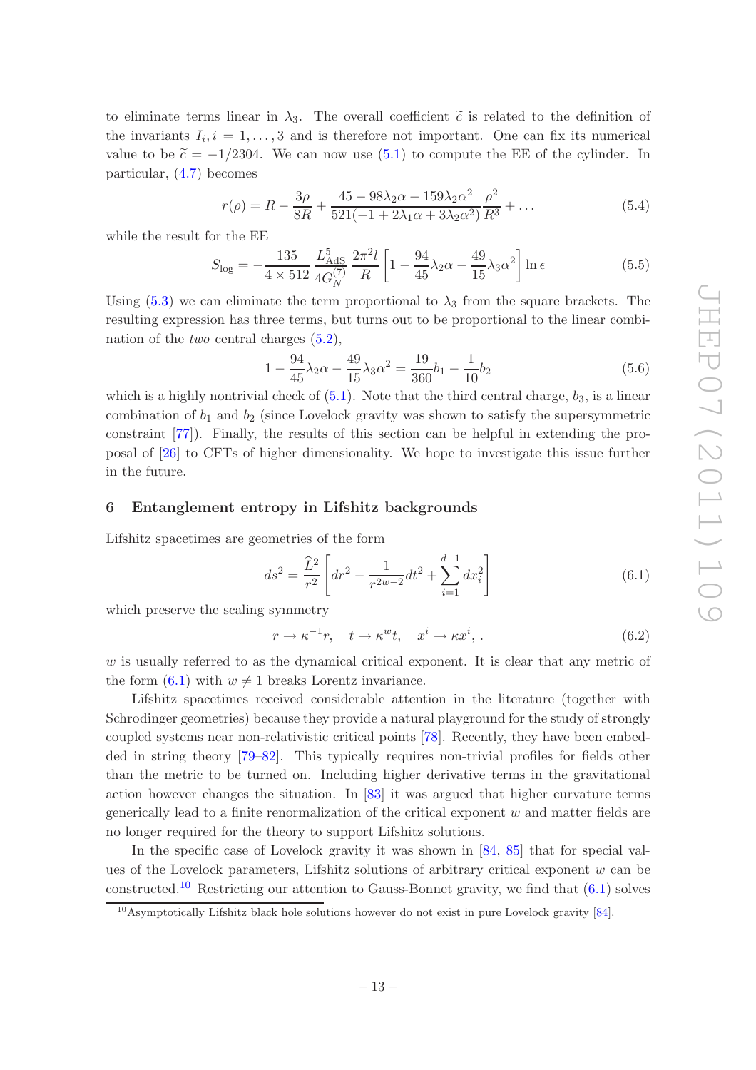to eliminate terms linear in $\lambda_3$. The overall coefficient $\widetilde{c}$ is related to the definition of the invariants $I_i, i = 1, \ldots, 3$ and is therefore not important. One can fix its numerical value to be $\widetilde{c} = -1/2304$. We can now use (5.1) to compute the EE of the cylinder. In particular, (4.7) becomes

$$r(\rho) = R - \frac{3\rho}{8R} + \frac{45 - 98\lambda_2\alpha - 159\lambda_2\alpha^2}{521(-1 + 2\lambda_1\alpha + 3\lambda_2\alpha^2)}\frac{\rho^2}{R^3} + \ldots \tag{5.4}$$

while the result for the EE

$$S_{\log} = -\frac{135}{4 \times 512}\frac{L_{\rm AdS}^5}{4G_N^{(7)}}\frac{2\pi^2 l}{R}\left[1 - \frac{94}{45}\lambda_2\alpha - \frac{49}{15}\lambda_3\alpha^2\right]\ln\epsilon \tag{5.5}$$

Using (5.3) we can eliminate the term proportional to $\lambda_3$ from the square brackets. The resulting expression has three terms, but turns out to be proportional to the linear combination of the *two* central charges (5.2),

$$1 - \frac{94}{45}\lambda_2\alpha - \frac{49}{15}\lambda_3\alpha^2 = \frac{19}{360}b_1 - \frac{1}{10}b_2 \tag{5.6}$$

which is a highly nontrivial check of (5.1). Note that the third central charge, $b_3$, is a linear combination of $b_1$ and $b_2$ (since Lovelock gravity was shown to satisfy the supersymmetric constraint [77]). Finally, the results of this section can be helpful in extending the proposal of [26] to CFTs of higher dimensionality. We hope to investigate this issue further in the future.

## 6 Entanglement entropy in Lifshitz backgrounds

Lifshitz spacetimes are geometries of the form

$$ds^2 = \frac{\widehat{L}^2}{r^2}\left[dr^2 - \frac{1}{r^{2w-2}}dt^2 + \sum_{i=1}^{d-1}dx_i^2\right] \tag{6.1}$$

which preserve the scaling symmetry

$$r \to \kappa^{-1}r, \quad t \to \kappa^w t, \quad x^i \to \kappa x^i, . \tag{6.2}$$

$w$ is usually referred to as the dynamical critical exponent. It is clear that any metric of the form (6.1) with $w \neq 1$ breaks Lorentz invariance.

Lifshitz spacetimes received considerable attention in the literature (together with Schrodinger geometries) because they provide a natural playground for the study of strongly coupled systems near non-relativistic critical points [78]. Recently, they have been embedded in string theory [79–82]. This typically requires non-trivial profiles for fields other than the metric to be turned on. Including higher derivative terms in the gravitational action however changes the situation. In [83] it was argued that higher curvature terms generically lead to a finite renormalization of the critical exponent $w$ and matter fields are no longer required for the theory to support Lifshitz solutions.

In the specific case of Lovelock gravity it was shown in [84, 85] that for special values of the Lovelock parameters, Lifshitz solutions of arbitrary critical exponent $w$ can be constructed.[10] Restricting our attention to Gauss-Bonnet gravity, we find that (6.1) solves

[10] Asymptotically Lifshitz black hole solutions however do not exist in pure Lovelock gravity [84].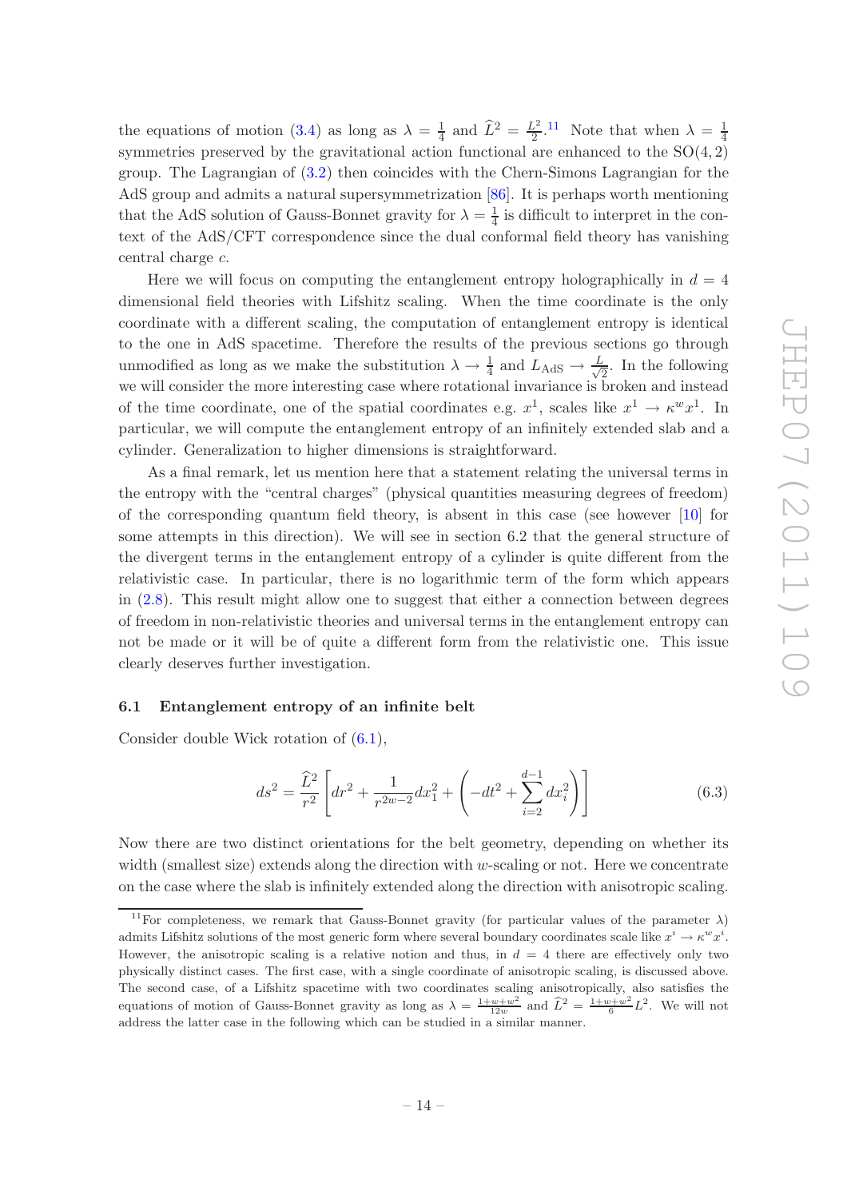the equations of motion (3.4) as long as $\lambda = \frac{1}{4}$ and $\widehat{L}^2 = \frac{L^2}{2}$.[11] Note that when $\lambda = \frac{1}{4}$ symmetries preserved by the gravitational action functional are enhanced to the SO(4, 2) group. The Lagrangian of (3.2) then coincides with the Chern-Simons Lagrangian for the AdS group and admits a natural supersymmetrization [86]. It is perhaps worth mentioning that the AdS solution of Gauss-Bonnet gravity for $\lambda = \frac{1}{4}$ is difficult to interpret in the context of the AdS/CFT correspondence since the dual conformal field theory has vanishing central charge $c$.

Here we will focus on computing the entanglement entropy holographically in $d = 4$ dimensional field theories with Lifshitz scaling. When the time coordinate is the only coordinate with a different scaling, the computation of entanglement entropy is identical to the one in AdS spacetime. Therefore the results of the previous sections go through unmodified as long as we make the substitution $\lambda \to \frac{1}{4}$ and $L_{\rm AdS} \to \frac{L}{\sqrt{2}}$. In the following we will consider the more interesting case where rotational invariance is broken and instead of the time coordinate, one of the spatial coordinates e.g. $x^1$, scales like $x^1 \to \kappa^w x^1$. In particular, we will compute the entanglement entropy of an infinitely extended slab and a cylinder. Generalization to higher dimensions is straightforward.

As a final remark, let us mention here that a statement relating the universal terms in the entropy with the "central charges" (physical quantities measuring degrees of freedom) of the corresponding quantum field theory, is absent in this case (see however [10] for some attempts in this direction). We will see in section 6.2 that the general structure of the divergent terms in the entanglement entropy of a cylinder is quite different from the relativistic case. In particular, there is no logarithmic term of the form which appears in (2.8). This result might allow one to suggest that either a connection between degrees of freedom in non-relativistic theories and universal terms in the entanglement entropy can not be made or it will be of quite a different form from the relativistic one. This issue clearly deserves further investigation.

### 6.1 Entanglement entropy of an infinite belt

Consider double Wick rotation of (6.1),

$$ds^2 = \frac{\widehat{L}^2}{r^2}\left[dr^2 + \frac{1}{r^{2w-2}}dx_1^2 + \left(-dt^2 + \sum_{i=2}^{d-1} dx_i^2\right)\right] \tag{6.3}$$

Now there are two distinct orientations for the belt geometry, depending on whether its width (smallest size) extends along the direction with $w$-scaling or not. Here we concentrate on the case where the slab is infinitely extended along the direction with anisotropic scaling.

[11] For completeness, we remark that Gauss-Bonnet gravity (for particular values of the parameter $\lambda$) admits Lifshitz solutions of the most generic form where several boundary coordinates scale like $x^i \to \kappa^w x^i$. However, the anisotropic scaling is a relative notion and thus, in $d = 4$ there are effectively only two physically distinct cases. The first case, with a single coordinate of anisotropic scaling, is discussed above. The second case, of a Lifshitz spacetime with two coordinates scaling anisotropically, also satisfies the equations of motion of Gauss-Bonnet gravity as long as $\lambda = \frac{1+w+w^2}{12w}$ and $\widehat{L}^2 = \frac{1+w+w^2}{6}L^2$. We will not address the latter case in the following which can be studied in a similar manner.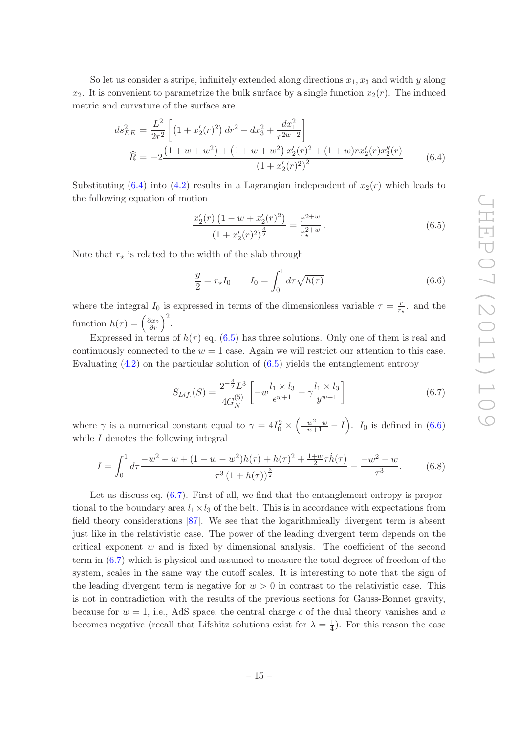So let us consider a stripe, infinitely extended along directions $x_1, x_3$ and width $y$ along $x_2$. It is convenient to parametrize the bulk surface by a single function $x_2(r)$. The induced metric and curvature of the surface are

$$
\begin{aligned}
ds^2_{EE} &= \frac{L^2}{2r^2}\left[\left(1+x_2'(r)^2\right)dr^2 + dx_3^2 + \frac{dx_1^2}{r^{2w-2}}\right] \\
\widehat{R} &= -2\frac{\left(1+w+w^2\right)+\left(1+w+w^2\right)x_2'(r)^2+(1+w)r x_2'(r)x_2''(r)}{\left(1+x_2'(r)^2\right)^2}
\end{aligned} \tag{6.4}
$$

Substituting (6.4) into (4.2) results in a Lagrangian independent of $x_2(r)$ which leads to the following equation of motion

$$
\frac{x_2'(r)\left(1-w+x_2'(r)^2\right)}{\left(1+x_2'(r)^2\right)^{\frac{3}{2}}} = \frac{r^{2+w}}{r_\star^{2+w}}. \tag{6.5}
$$

Note that $r_\star$ is related to the width of the slab through

$$
\frac{y}{2} = r_\star I_0 \qquad I_0 = \int_0^1 d\tau \sqrt{h(\tau)} \tag{6.6}
$$

where the integral $I_0$ is expressed in terms of the dimensionless variable $\tau = \frac{r}{r_\star}$. and the function $h(\tau) = \left(\frac{\partial x_2}{\partial r}\right)^2$.

Expressed in terms of $h(\tau)$ eq. (6.5) has three solutions. Only one of them is real and continuously connected to the $w = 1$ case. Again we will restrict our attention to this case. Evaluating (4.2) on the particular solution of (6.5) yields the entanglement entropy

$$
S_{Lif.}(S) = \frac{2^{-\frac{3}{2}}L^3}{4G_N^{(5)}}\left[-w\frac{l_1\times l_3}{\epsilon^{w+1}} - \gamma\frac{l_1\times l_3}{y^{w+1}}\right] \tag{6.7}
$$

where $\gamma$ is a numerical constant equal to $\gamma = 4I_0^2 \times \left(\frac{-w^2-w}{w+1} - I\right)$. $I_0$ is defined in (6.6) while $I$ denotes the following integral

$$
I = \int_0^1 d\tau \frac{-w^2-w+(1-w-w^2)h(\tau)+h(\tau)^2+\frac{1+w}{2}\tau\dot{h}(\tau)}{\tau^3\left(1+h(\tau)\right)^{\frac{3}{2}}} - \frac{-w^2-w}{\tau^3}. \tag{6.8}
$$

Let us discuss eq. (6.7). First of all, we find that the entanglement entropy is proportional to the boundary area $l_1 \times l_3$ of the belt. This is in accordance with expectations from field theory considerations [87]. We see that the logarithmically divergent term is absent just like in the relativistic case. The power of the leading divergent term depends on the critical exponent $w$ and is fixed by dimensional analysis. The coefficient of the second term in (6.7) which is physical and assumed to measure the total degrees of freedom of the system, scales in the same way the cutoff scales. It is interesting to note that the sign of the leading divergent term is negative for $w > 0$ in contrast to the relativistic case. This is not in contradiction with the results of the previous sections for Gauss-Bonnet gravity, because for $w = 1$, i.e., AdS space, the central charge $c$ of the dual theory vanishes and $a$ becomes negative (recall that Lifshitz solutions exist for $\lambda = \frac{1}{4}$). For this reason the case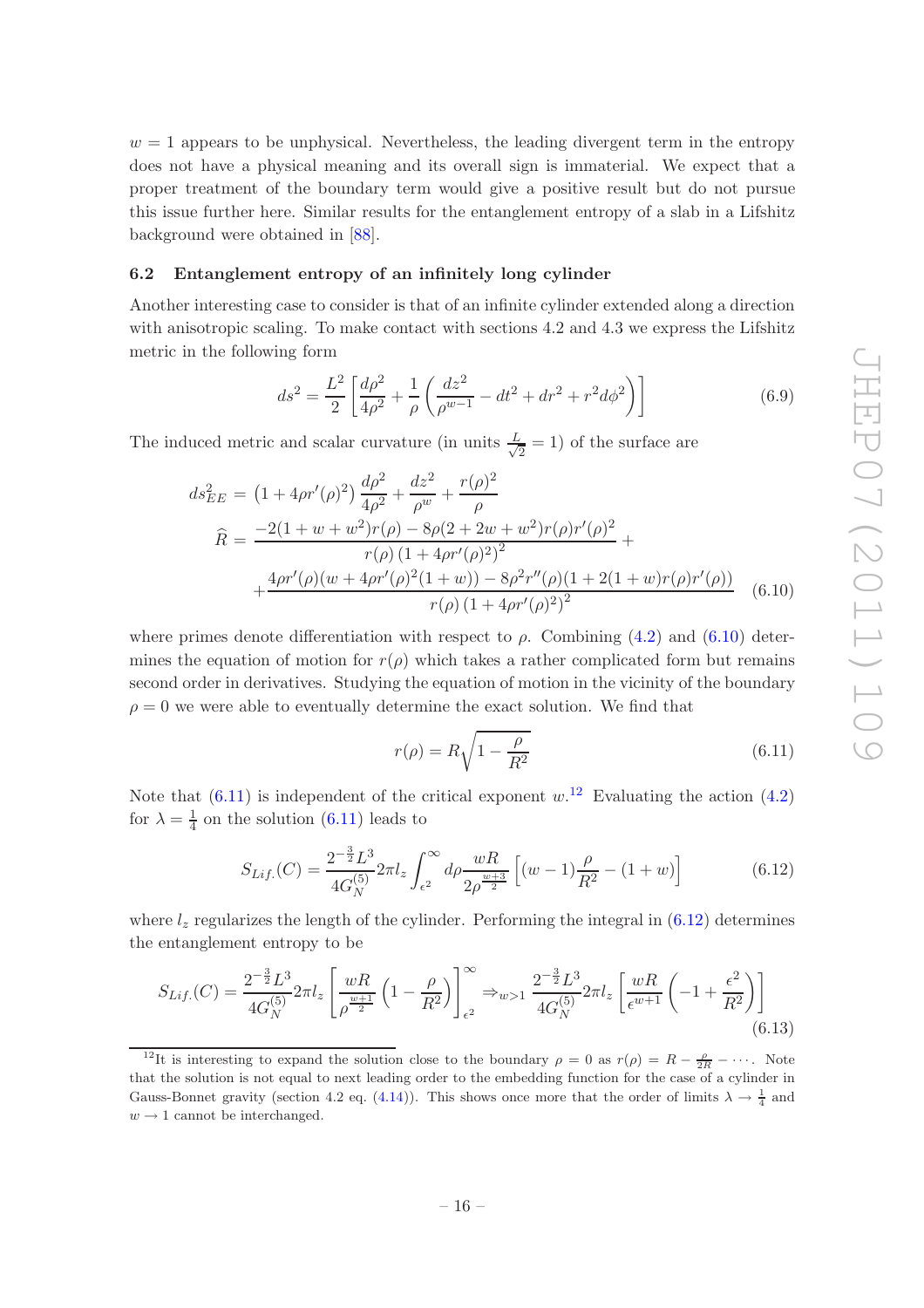$w = 1$ appears to be unphysical. Nevertheless, the leading divergent term in the entropy does not have a physical meaning and its overall sign is immaterial. We expect that a proper treatment of the boundary term would give a positive result but do not pursue this issue further here. Similar results for the entanglement entropy of a slab in a Lifshitz background were obtained in [88].

### 6.2 Entanglement entropy of an infinitely long cylinder

Another interesting case to consider is that of an infinite cylinder extended along a direction with anisotropic scaling. To make contact with sections 4.2 and 4.3 we express the Lifshitz metric in the following form

$$ds^2 = \frac{L^2}{2}\left[\frac{d\rho^2}{4\rho^2} + \frac{1}{\rho}\left(\frac{dz^2}{\rho^{w-1}} - dt^2 + dr^2 + r^2 d\phi^2\right)\right] \tag{6.9}$$

The induced metric and scalar curvature (in units $\frac{L}{\sqrt{2}} = 1$) of the surface are

$$\begin{aligned} ds^2_{EE} &= \left(1 + 4\rho r'(\rho)^2\right)\frac{d\rho^2}{4\rho^2} + \frac{dz^2}{\rho^w} + \frac{r(\rho)^2}{\rho} \\ \widehat{R} &= \frac{-2(1+w+w^2)r(\rho) - 8\rho(2+2w+w^2)r(\rho)r'(\rho)^2}{r(\rho)\left(1+4\rho r'(\rho)^2\right)^2} + \\ &+ \frac{4\rho r'(\rho)(w + 4\rho r'(\rho)^2(1+w)) - 8\rho^2 r''(\rho)(1+2(1+w)r(\rho)r'(\rho))}{r(\rho)\left(1+4\rho r'(\rho)^2\right)^2} \end{aligned} \tag{6.10}$$

where primes denote differentiation with respect to $\rho$. Combining (4.2) and (6.10) determines the equation of motion for $r(\rho)$ which takes a rather complicated form but remains second order in derivatives. Studying the equation of motion in the vicinity of the boundary $\rho = 0$ we were able to eventually determine the exact solution. We find that

$$r(\rho) = R\sqrt{1 - \frac{\rho}{R^2}} \tag{6.11}$$

Note that (6.11) is independent of the critical exponent $w$.[12] Evaluating the action (4.2) for $\lambda = \frac{1}{4}$ on the solution (6.11) leads to

$$S_{Lif.}(C) = \frac{2^{-\frac{3}{2}}L^3}{4G_N^{(5)}} 2\pi l_z \int_{\epsilon^2}^{\infty} d\rho \frac{wR}{2\rho^{\frac{w+3}{2}}}\left[(w-1)\frac{\rho}{R^2} - (1+w)\right] \tag{6.12}$$

where $l_z$ regularizes the length of the cylinder. Performing the integral in (6.12) determines the entanglement entropy to be

$$S_{Lif.}(C) = \frac{2^{-\frac{3}{2}}L^3}{4G_N^{(5)}} 2\pi l_z \left[\frac{wR}{\rho^{\frac{w+1}{2}}}\left(1 - \frac{\rho}{R^2}\right)\right]_{\epsilon^2}^{\infty} \Rightarrow_{w>1} \frac{2^{-\frac{3}{2}}L^3}{4G_N^{(5)}} 2\pi l_z \left[\frac{wR}{\epsilon^{w+1}}\left(-1 + \frac{\epsilon^2}{R^2}\right)\right] \tag{6.13}$$

---

[12] It is interesting to expand the solution close to the boundary $\rho = 0$ as $r(\rho) = R - \frac{\rho}{2R} - \cdots$. Note that the solution is not equal to next leading order to the embedding function for the case of a cylinder in Gauss-Bonnet gravity (section 4.2 eq. (4.14)). This shows once more that the order of limits $\lambda \to \frac{1}{4}$ and $w \to 1$ cannot be interchanged.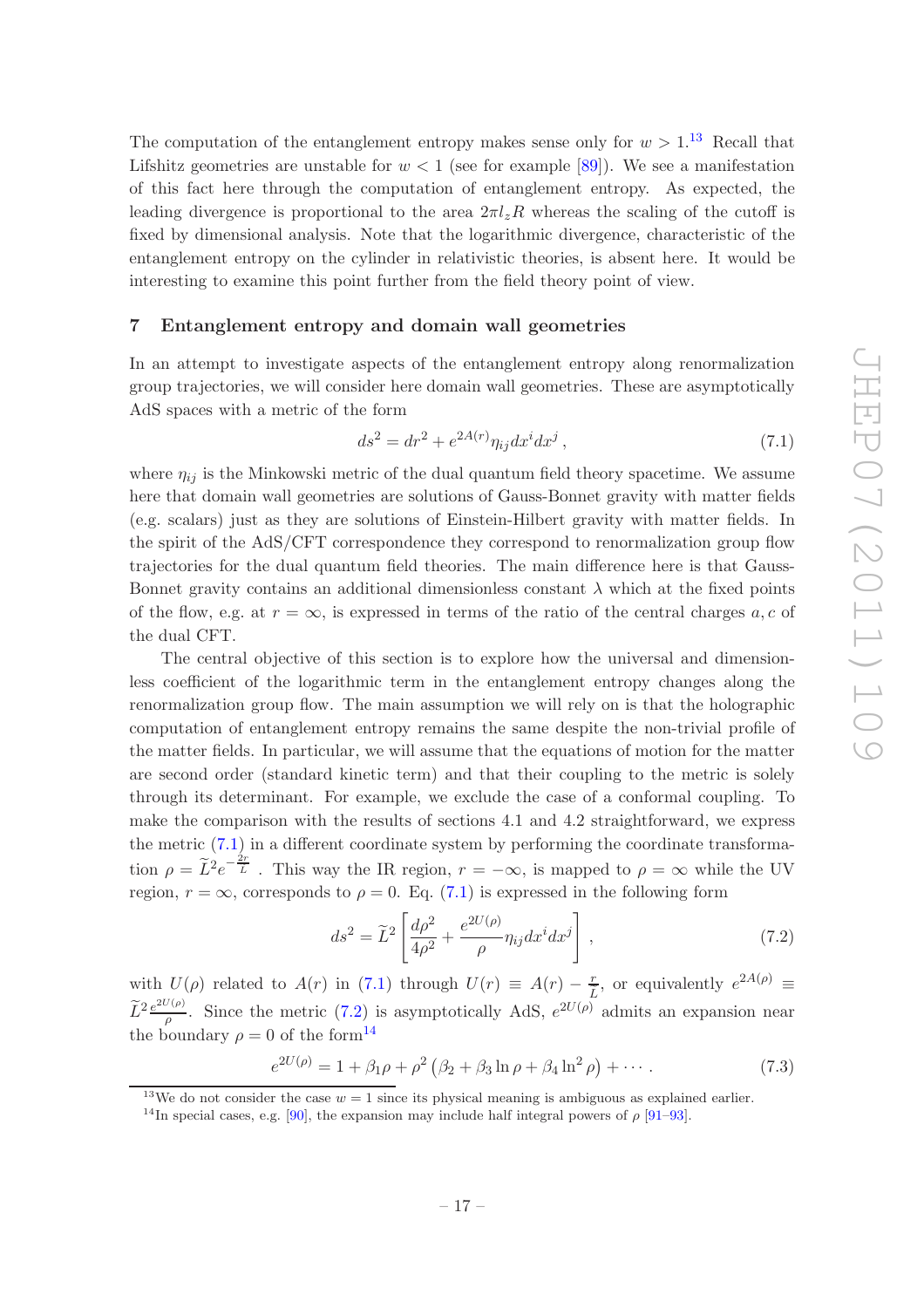The computation of the entanglement entropy makes sense only for $w > 1$.[13] Recall that Lifshitz geometries are unstable for $w < 1$ (see for example [89]). We see a manifestation of this fact here through the computation of entanglement entropy. As expected, the leading divergence is proportional to the area $2\pi l_z R$ whereas the scaling of the cutoff is fixed by dimensional analysis. Note that the logarithmic divergence, characteristic of the entanglement entropy on the cylinder in relativistic theories, is absent here. It would be interesting to examine this point further from the field theory point of view.

## 7 Entanglement entropy and domain wall geometries

In an attempt to investigate aspects of the entanglement entropy along renormalization group trajectories, we will consider here domain wall geometries. These are asymptotically AdS spaces with a metric of the form

$$ds^2 = dr^2 + e^{2A(r)}\eta_{ij}dx^i dx^j \,, \tag{7.1}$$

where $\eta_{ij}$ is the Minkowski metric of the dual quantum field theory spacetime. We assume here that domain wall geometries are solutions of Gauss-Bonnet gravity with matter fields (e.g. scalars) just as they are solutions of Einstein-Hilbert gravity with matter fields. In the spirit of the AdS/CFT correspondence they correspond to renormalization group flow trajectories for the dual quantum field theories. The main difference here is that Gauss-Bonnet gravity contains an additional dimensionless constant $\lambda$ which at the fixed points of the flow, e.g. at $r = \infty$, is expressed in terms of the ratio of the central charges $a, c$ of the dual CFT.

The central objective of this section is to explore how the universal and dimensionless coefficient of the logarithmic term in the entanglement entropy changes along the renormalization group flow. The main assumption we will rely on is that the holographic computation of entanglement entropy remains the same despite the non-trivial profile of the matter fields. In particular, we will assume that the equations of motion for the matter are second order (standard kinetic term) and that their coupling to the metric is solely through its determinant. For example, we exclude the case of a conformal coupling. To make the comparison with the results of sections 4.1 and 4.2 straightforward, we express the metric (7.1) in a different coordinate system by performing the coordinate transformation $\rho = \widetilde{L}^2 e^{-\frac{2r}{L}}$ . This way the IR region, $r = -\infty$, is mapped to $\rho = \infty$ while the UV region, $r = \infty$, corresponds to $\rho = 0$. Eq. (7.1) is expressed in the following form

$$ds^2 = \widetilde{L}^2 \left[ \frac{d\rho^2}{4\rho^2} + \frac{e^{2U(\rho)}}{\rho}\eta_{ij}dx^i dx^j \right] \,, \tag{7.2}$$

with $U(\rho)$ related to $A(r)$ in (7.1) through $U(r) \equiv A(r) - \frac{r}{L}$, or equivalently $e^{2A(\rho)} \equiv \widetilde{L}^2 \frac{e^{2U(\rho)}}{\rho}$. Since the metric (7.2) is asymptotically AdS, $e^{2U(\rho)}$ admits an expansion near the boundary $\rho = 0$ of the form[14]

$$e^{2U(\rho)} = 1 + \beta_1 \rho + \rho^2 \left( \beta_2 + \beta_3 \ln \rho + \beta_4 \ln^2 \rho \right) + \cdots \,. \tag{7.3}$$

[13] We do not consider the case $w = 1$ since its physical meaning is ambiguous as explained earlier.

[14] In special cases, e.g. [90], the expansion may include half integral powers of $\rho$ [91–93].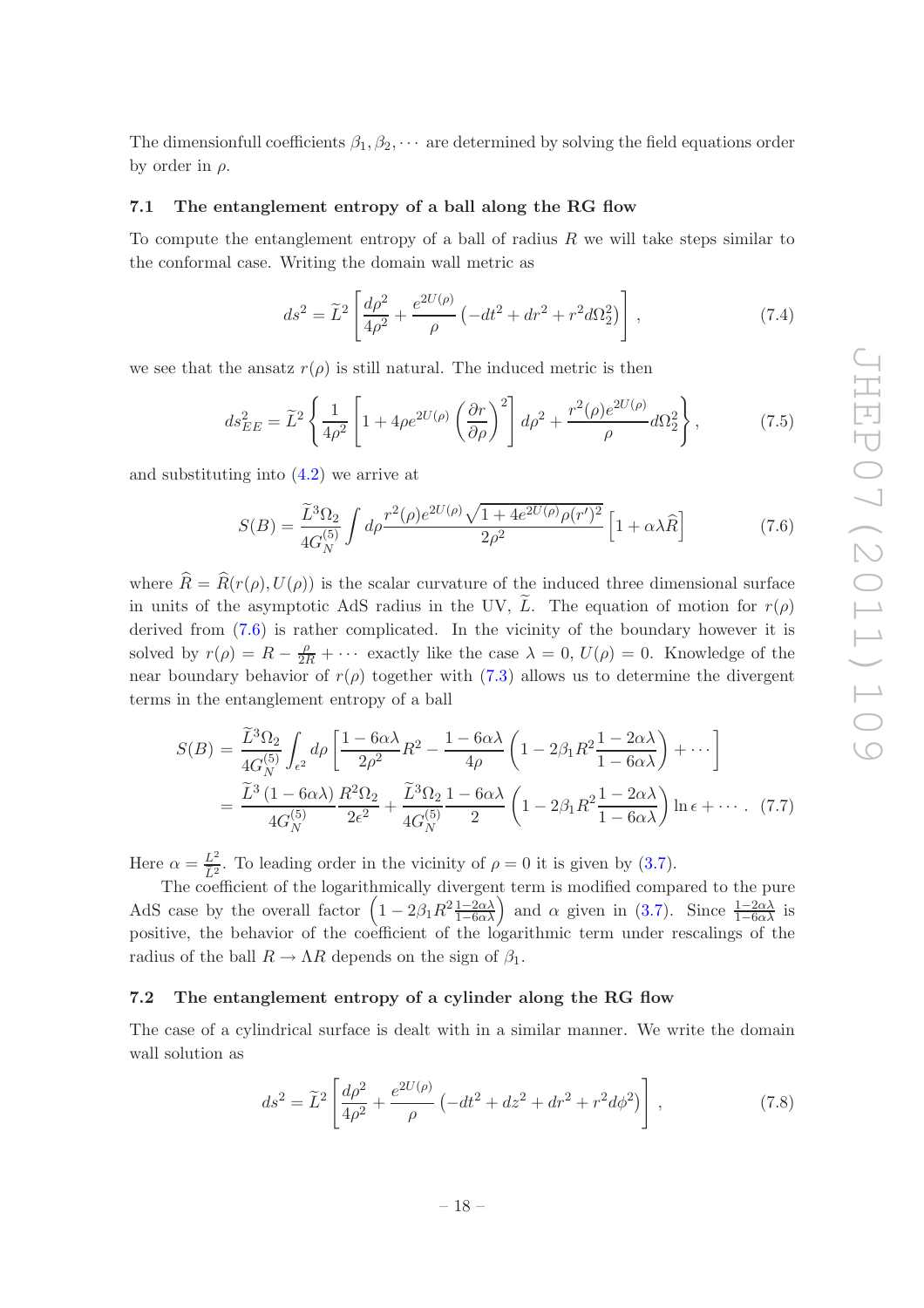The dimensionfull coefficients $\beta_1, \beta_2, \cdots$ are determined by solving the field equations order by order in $\rho$.

### 7.1 The entanglement entropy of a ball along the RG flow

To compute the entanglement entropy of a ball of radius $R$ we will take steps similar to the conformal case. Writing the domain wall metric as

$$ds^2 = \widetilde{L}^2 \left[ \frac{d\rho^2}{4\rho^2} + \frac{e^{2U(\rho)}}{\rho} \left( -dt^2 + dr^2 + r^2 d\Omega_2^2 \right) \right], \tag{7.4}$$

we see that the ansatz $r(\rho)$ is still natural. The induced metric is then

$$ds_{EE}^2 = \widetilde{L}^2 \left\{ \frac{1}{4\rho^2} \left[ 1 + 4\rho e^{2U(\rho)} \left( \frac{\partial r}{\partial \rho} \right)^2 \right] d\rho^2 + \frac{r^2(\rho) e^{2U(\rho)}}{\rho} d\Omega_2^2 \right\}, \tag{7.5}$$

and substituting into (4.2) we arrive at

$$S(B) = \frac{\widetilde{L}^3 \Omega_2}{4G_N^{(5)}} \int d\rho \frac{r^2(\rho) e^{2U(\rho)} \sqrt{1 + 4e^{2U(\rho)} \rho (r')^2}}{2\rho^2} \left[ 1 + \alpha \lambda \widehat{R} \right] \tag{7.6}$$

where $\widehat{R} = \widehat{R}(r(\rho), U(\rho))$ is the scalar curvature of the induced three dimensional surface in units of the asymptotic AdS radius in the UV, $\widetilde{L}$. The equation of motion for $r(\rho)$ derived from (7.6) is rather complicated. In the vicinity of the boundary however it is solved by $r(\rho) = R - \frac{\rho}{2R} + \cdots$ exactly like the case $\lambda = 0$, $U(\rho) = 0$. Knowledge of the near boundary behavior of $r(\rho)$ together with (7.3) allows us to determine the divergent terms in the entanglement entropy of a ball

$$\begin{aligned} S(B) &= \frac{\widetilde{L}^3 \Omega_2}{4G_N^{(5)}} \int_{\epsilon^2} d\rho \left[ \frac{1 - 6\alpha\lambda}{2\rho^2} R^2 - \frac{1 - 6\alpha\lambda}{4\rho} \left( 1 - 2\beta_1 R^2 \frac{1 - 2\alpha\lambda}{1 - 6\alpha\lambda} \right) + \cdots \right] \\ &= \frac{\widetilde{L}^3 \left( 1 - 6\alpha\lambda \right)}{4G_N^{(5)}} \frac{R^2 \Omega_2}{2\epsilon^2} + \frac{\widetilde{L}^3 \Omega_2}{4G_N^{(5)}} \frac{1 - 6\alpha\lambda}{2} \left( 1 - 2\beta_1 R^2 \frac{1 - 2\alpha\lambda}{1 - 6\alpha\lambda} \right) \ln \epsilon + \cdots. \end{aligned} \tag{7.7}$$

Here $\alpha = \frac{L^2}{\widetilde{L}^2}$. To leading order in the vicinity of $\rho = 0$ it is given by (3.7).

The coefficient of the logarithmically divergent term is modified compared to the pure AdS case by the overall factor $\left( 1 - 2\beta_1 R^2 \frac{1 - 2\alpha\lambda}{1 - 6\alpha\lambda} \right)$ and $\alpha$ given in (3.7). Since $\frac{1 - 2\alpha\lambda}{1 - 6\alpha\lambda}$ is positive, the behavior of the coefficient of the logarithmic term under rescalings of the radius of the ball $R \to \Lambda R$ depends on the sign of $\beta_1$.

### 7.2 The entanglement entropy of a cylinder along the RG flow

The case of a cylindrical surface is dealt with in a similar manner. We write the domain wall solution as

$$ds^2 = \widetilde{L}^2 \left[ \frac{d\rho^2}{4\rho^2} + \frac{e^{2U(\rho)}}{\rho} \left( -dt^2 + dz^2 + dr^2 + r^2 d\phi^2 \right) \right], \tag{7.8}$$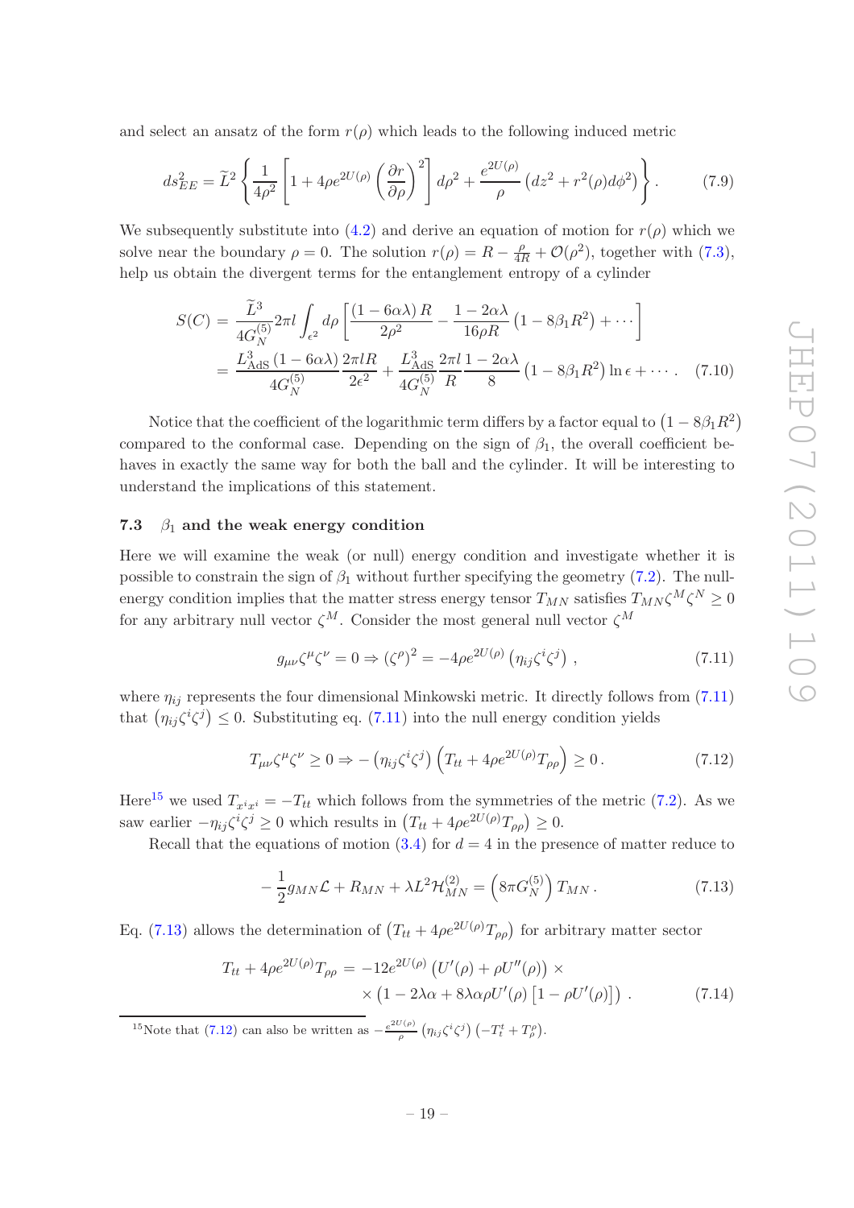and select an ansatz of the form $r(\rho)$ which leads to the following induced metric

$$ds_{EE}^2 = \widetilde{L}^2 \left\{ \frac{1}{4\rho^2}\left[1 + 4\rho e^{2U(\rho)}\left(\frac{\partial r}{\partial \rho}\right)^2\right] d\rho^2 + \frac{e^{2U(\rho)}}{\rho}\left(dz^2 + r^2(\rho) d\phi^2\right)\right\}. \tag{7.9}$$

We subsequently substitute into (4.2) and derive an equation of motion for $r(\rho)$ which we solve near the boundary $\rho = 0$. The solution $r(\rho) = R - \frac{\rho}{4R} + \mathcal{O}(\rho^2)$, together with (7.3), help us obtain the divergent terms for the entanglement entropy of a cylinder

$$\begin{aligned} S(C) &= \frac{\widetilde{L}^3}{4G_N^{(5)}} 2\pi l \int_{\epsilon^2} d\rho \left[\frac{(1-6\alpha\lambda)\, R}{2\rho^2} - \frac{1-2\alpha\lambda}{16\rho R}\left(1 - 8\beta_1 R^2\right) + \cdots\right] \\ &= \frac{L_{\rm AdS}^3 (1-6\alpha\lambda)}{4G_N^{(5)}} \frac{2\pi l R}{2\epsilon^2} + \frac{L_{\rm AdS}^3}{4G_N^{(5)}} \frac{2\pi l}{R} \frac{1-2\alpha\lambda}{8}\left(1 - 8\beta_1 R^2\right) \ln\epsilon + \cdots. \end{aligned} \tag{7.10}$$

Notice that the coefficient of the logarithmic term differs by a factor equal to $\left(1 - 8\beta_1 R^2\right)$ compared to the conformal case. Depending on the sign of $\beta_1$, the overall coefficient behaves in exactly the same way for both the ball and the cylinder. It will be interesting to understand the implications of this statement.

### 7.3 $\beta_1$ and the weak energy condition

Here we will examine the weak (or null) energy condition and investigate whether it is possible to constrain the sign of $\beta_1$ without further specifying the geometry (7.2). The null-energy condition implies that the matter stress energy tensor $T_{MN}$ satisfies $T_{MN}\zeta^M\zeta^N \geq 0$ for any arbitrary null vector $\zeta^M$. Consider the most general null vector $\zeta^M$

$$g_{\mu\nu}\zeta^\mu\zeta^\nu = 0 \Rightarrow (\zeta^\rho)^2 = -4\rho e^{2U(\rho)}\left(\eta_{ij}\zeta^i\zeta^j\right), \tag{7.11}$$

where $\eta_{ij}$ represents the four dimensional Minkowski metric. It directly follows from (7.11) that $\left(\eta_{ij}\zeta^i\zeta^j\right) \leq 0$. Substituting eq. (7.11) into the null energy condition yields

$$T_{\mu\nu}\zeta^\mu\zeta^\nu \geq 0 \Rightarrow -\left(\eta_{ij}\zeta^i\zeta^j\right)\left(T_{tt} + 4\rho e^{2U(\rho)} T_{\rho\rho}\right) \geq 0. \tag{7.12}$$

Here[15] we used $T_{x^i x^i} = -T_{tt}$ which follows from the symmetries of the metric (7.2). As we saw earlier $-\eta_{ij}\zeta^i\zeta^j \geq 0$ which results in $\left(T_{tt} + 4\rho e^{2U(\rho)} T_{\rho\rho}\right) \geq 0$.

Recall that the equations of motion (3.4) for $d = 4$ in the presence of matter reduce to

$$-\frac{1}{2} g_{MN}\mathcal{L} + R_{MN} + \lambda L^2 \mathcal{H}_{MN}^{(2)} = \left(8\pi G_N^{(5)}\right) T_{MN}. \tag{7.13}$$

Eq. (7.13) allows the determination of $\left(T_{tt} + 4\rho e^{2U(\rho)} T_{\rho\rho}\right)$ for arbitrary matter sector

$$\begin{aligned} T_{tt} + 4\rho e^{2U(\rho)} T_{\rho\rho} = &-12 e^{2U(\rho)}\left(U'(\rho) + \rho U''(\rho)\right) \times \\ &\times \left(1 - 2\lambda\alpha + 8\lambda\alpha\rho U'(\rho)\left[1 - \rho U'(\rho)\right]\right). \end{aligned} \tag{7.14}$$

[15] Note that (7.12) can also be written as $-\frac{e^{2U(\rho)}}{\rho}\left(\eta_{ij}\zeta^i\zeta^j\right)\left(-T_t^t + T_\rho^\rho\right)$.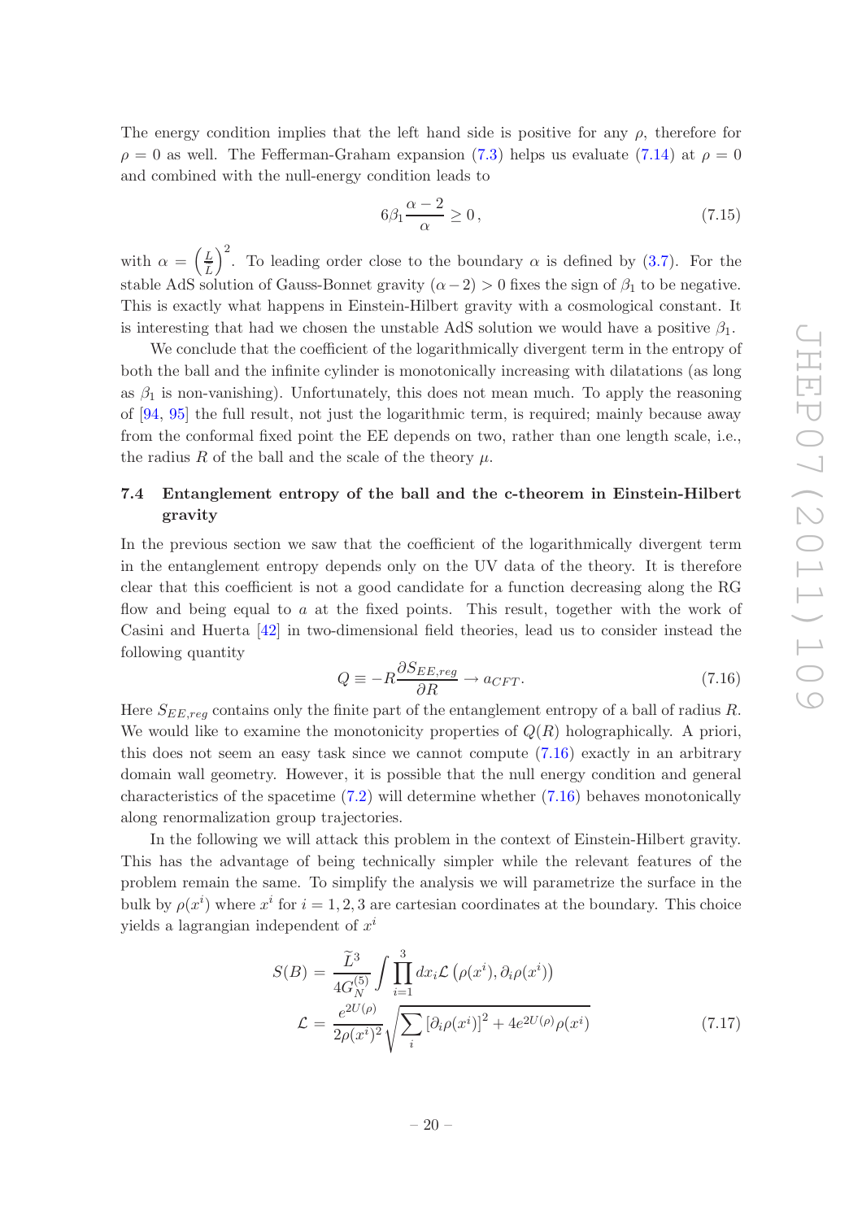The energy condition implies that the left hand side is positive for any $\rho$, therefore for $\rho = 0$ as well. The Fefferman-Graham expansion (7.3) helps us evaluate (7.14) at $\rho = 0$ and combined with the null-energy condition leads to

$$6\beta_1 \frac{\alpha - 2}{\alpha} \geq 0\,, \tag{7.15}$$

with $\alpha = \left(\frac{L}{\tilde{L}}\right)^2$. To leading order close to the boundary $\alpha$ is defined by (3.7). For the stable AdS solution of Gauss-Bonnet gravity $(\alpha - 2) > 0$ fixes the sign of $\beta_1$ to be negative. This is exactly what happens in Einstein-Hilbert gravity with a cosmological constant. It is interesting that had we chosen the unstable AdS solution we would have a positive $\beta_1$.

We conclude that the coefficient of the logarithmically divergent term in the entropy of both the ball and the infinite cylinder is monotonically increasing with dilatations (as long as $\beta_1$ is non-vanishing). Unfortunately, this does not mean much. To apply the reasoning of [94, 95] the full result, not just the logarithmic term, is required; mainly because away from the conformal fixed point the EE depends on two, rather than one length scale, i.e., the radius $R$ of the ball and the scale of the theory $\mu$.

### 7.4 Entanglement entropy of the ball and the c-theorem in Einstein-Hilbert gravity

In the previous section we saw that the coefficient of the logarithmically divergent term in the entanglement entropy depends only on the UV data of the theory. It is therefore clear that this coefficient is not a good candidate for a function decreasing along the RG flow and being equal to $a$ at the fixed points. This result, together with the work of Casini and Huerta [42] in two-dimensional field theories, lead us to consider instead the following quantity

$$Q \equiv -R \frac{\partial S_{EE,reg}}{\partial R} \to a_{CFT}. \tag{7.16}$$

Here $S_{EE,reg}$ contains only the finite part of the entanglement entropy of a ball of radius $R$. We would like to examine the monotonicity properties of $Q(R)$ holographically. A priori, this does not seem an easy task since we cannot compute (7.16) exactly in an arbitrary domain wall geometry. However, it is possible that the null energy condition and general characteristics of the spacetime (7.2) will determine whether (7.16) behaves monotonically along renormalization group trajectories.

In the following we will attack this problem in the context of Einstein-Hilbert gravity. This has the advantage of being technically simpler while the relevant features of the problem remain the same. To simplify the analysis we will parametrize the surface in the bulk by $\rho(x^i)$ where $x^i$ for $i = 1, 2, 3$ are cartesian coordinates at the boundary. This choice yields a lagrangian independent of $x^i$

$$\begin{aligned} S(B) &= \frac{\tilde{L}^3}{4G_N^{(5)}} \int \prod_{i=1}^{3} dx_i \mathcal{L}\left(\rho(x^i), \partial_i \rho(x^i)\right) \\ \mathcal{L} &= \frac{e^{2U(\rho)}}{2\rho(x^i)^2} \sqrt{\sum_i \left[\partial_i \rho(x^i)\right]^2 + 4e^{2U(\rho)}\rho(x^i)} \end{aligned} \tag{7.17}$$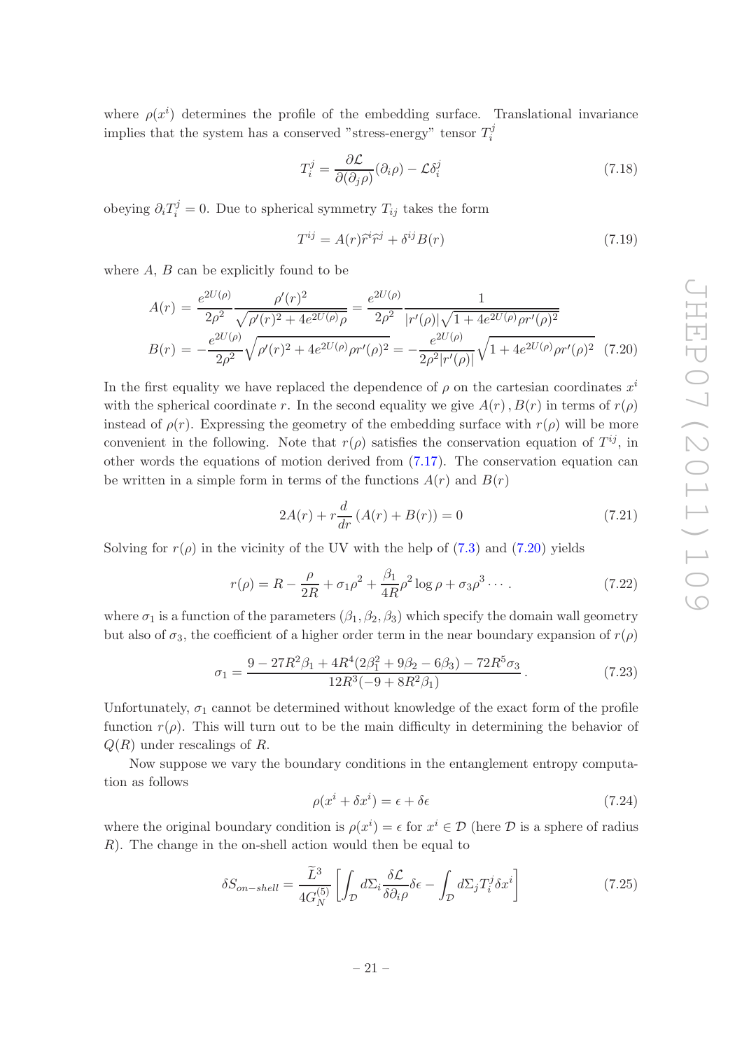where $\rho(x^i)$ determines the profile of the embedding surface. Translational invariance implies that the system has a conserved "stress-energy" tensor $T_i^j$

$$T_i^j = \frac{\partial \mathcal{L}}{\partial(\partial_j \rho)}(\partial_i \rho) - \mathcal{L}\delta_i^j \tag{7.18}$$

obeying $\partial_i T_i^j = 0$. Due to spherical symmetry $T_{ij}$ takes the form

$$T^{ij} = A(r)\hat{r}^i\hat{r}^j + \delta^{ij}B(r) \tag{7.19}$$

where $A$, $B$ can be explicitly found to be

$$\begin{aligned} A(r) &= \frac{e^{2U(\rho)}}{2\rho^2}\frac{\rho'(r)^2}{\sqrt{\rho'(r)^2 + 4e^{2U(\rho)}\rho}} = \frac{e^{2U(\rho)}}{2\rho^2}\frac{1}{|r'(\rho)|\sqrt{1+4e^{2U(\rho)}\rho r'(\rho)^2}} \\ B(r) &= -\frac{e^{2U(\rho)}}{2\rho^2}\sqrt{\rho'(r)^2 + 4e^{2U(\rho)}\rho r'(\rho)^2} = -\frac{e^{2U(\rho)}}{2\rho^2|r'(\rho)|}\sqrt{1+4e^{2U(\rho)}\rho r'(\rho)^2} \end{aligned} \tag{7.20}$$

In the first equality we have replaced the dependence of $\rho$ on the cartesian coordinates $x^i$ with the spherical coordinate $r$. In the second equality we give $A(r), B(r)$ in terms of $r(\rho)$ instead of $\rho(r)$. Expressing the geometry of the embedding surface with $r(\rho)$ will be more convenient in the following. Note that $r(\rho)$ satisfies the conservation equation of $T^{ij}$, in other words the equations of motion derived from (7.17). The conservation equation can be written in a simple form in terms of the functions $A(r)$ and $B(r)$

$$2A(r) + r\frac{d}{dr}\left(A(r) + B(r)\right) = 0 \tag{7.21}$$

Solving for $r(\rho)$ in the vicinity of the UV with the help of (7.3) and (7.20) yields

$$r(\rho) = R - \frac{\rho}{2R} + \sigma_1\rho^2 + \frac{\beta_1}{4R}\rho^2\log\rho + \sigma_3\rho^3\cdots. \tag{7.22}$$

where $\sigma_1$ is a function of the parameters $(\beta_1, \beta_2, \beta_3)$ which specify the domain wall geometry but also of $\sigma_3$, the coefficient of a higher order term in the near boundary expansion of $r(\rho)$

$$\sigma_1 = \frac{9 - 27R^2\beta_1 + 4R^4(2\beta_1^2 + 9\beta_2 - 6\beta_3) - 72R^5\sigma_3}{12R^3(-9+8R^2\beta_1)}. \tag{7.23}$$

Unfortunately, $\sigma_1$ cannot be determined without knowledge of the exact form of the profile function $r(\rho)$. This will turn out to be the main difficulty in determining the behavior of $Q(R)$ under rescalings of $R$.

Now suppose we vary the boundary conditions in the entanglement entropy computation as follows

$$\rho(x^i + \delta x^i) = \epsilon + \delta\epsilon \tag{7.24}$$

where the original boundary condition is $\rho(x^i) = \epsilon$ for $x^i \in \mathcal{D}$ (here $\mathcal{D}$ is a sphere of radius $R$). The change in the on-shell action would then be equal to

$$\delta S_{on-shell} = \frac{\widetilde{L}^3}{4G_N^{(5)}}\left[\int_{\mathcal{D}} d\Sigma_i \frac{\delta\mathcal{L}}{\delta\partial_i\rho}\delta\epsilon - \int_{\mathcal{D}} d\Sigma_j T_i^j \delta x^i\right] \tag{7.25}$$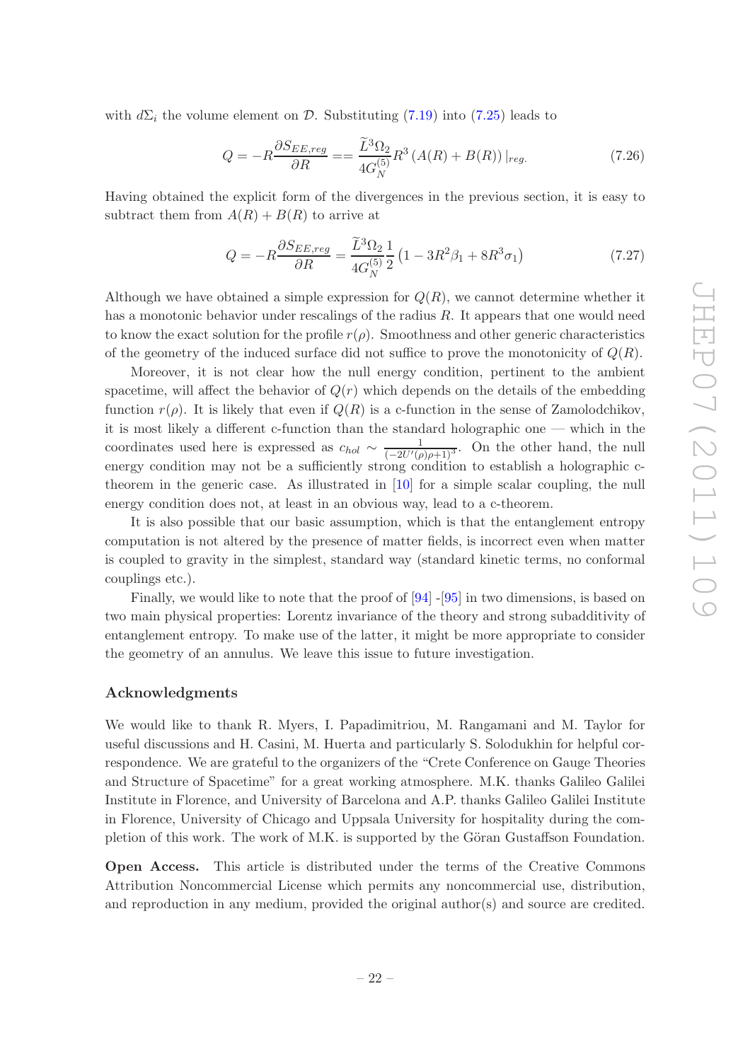with $d\Sigma_i$ the volume element on $\mathcal{D}$. Substituting (7.19) into (7.25) leads to

$$Q = -R\frac{\partial S_{EE,reg}}{\partial R} == \frac{\widetilde{L}^3\Omega_2}{4G_N^{(5)}} R^3 \left(A(R) + B(R)\right)|_{reg.} \tag{7.26}$$

Having obtained the explicit form of the divergences in the previous section, it is easy to subtract them from $A(R) + B(R)$ to arrive at

$$Q = -R\frac{\partial S_{EE,reg}}{\partial R} = \frac{\widetilde{L}^3\Omega_2}{4G_N^{(5)}} \frac{1}{2}\left(1 - 3R^2\beta_1 + 8R^3\sigma_1\right) \tag{7.27}$$

Although we have obtained a simple expression for $Q(R)$, we cannot determine whether it has a monotonic behavior under rescalings of the radius $R$. It appears that one would need to know the exact solution for the profile $r(\rho)$. Smoothness and other generic characteristics of the geometry of the induced surface did not suffice to prove the monotonicity of $Q(R)$.

Moreover, it is not clear how the null energy condition, pertinent to the ambient spacetime, will affect the behavior of $Q(r)$ which depends on the details of the embedding function $r(\rho)$. It is likely that even if $Q(R)$ is a c-function in the sense of Zamolodchikov, it is most likely a different c-function than the standard holographic one — which in the coordinates used here is expressed as $c_{hol} \sim \frac{1}{(-2U'(\rho)\rho+1)^3}$. On the other hand, the null energy condition may not be a sufficiently strong condition to establish a holographic c-theorem in the generic case. As illustrated in [10] for a simple scalar coupling, the null energy condition does not, at least in an obvious way, lead to a c-theorem.

It is also possible that our basic assumption, which is that the entanglement entropy computation is not altered by the presence of matter fields, is incorrect even when matter is coupled to gravity in the simplest, standard way (standard kinetic terms, no conformal couplings etc.).

Finally, we would like to note that the proof of [94] -[95] in two dimensions, is based on two main physical properties: Lorentz invariance of the theory and strong subadditivity of entanglement entropy. To make use of the latter, it might be more appropriate to consider the geometry of an annulus. We leave this issue to future investigation.

## Acknowledgments

We would like to thank R. Myers, I. Papadimitriou, M. Rangamani and M. Taylor for useful discussions and H. Casini, M. Huerta and particularly S. Solodukhin for helpful correspondence. We are grateful to the organizers of the "Crete Conference on Gauge Theories and Structure of Spacetime" for a great working atmosphere. M.K. thanks Galileo Galilei Institute in Florence, and University of Barcelona and A.P. thanks Galileo Galilei Institute in Florence, University of Chicago and Uppsala University for hospitality during the completion of this work. The work of M.K. is supported by the Göran Gustaffson Foundation.

**Open Access.** This article is distributed under the terms of the Creative Commons Attribution Noncommercial License which permits any noncommercial use, distribution, and reproduction in any medium, provided the original author(s) and source are credited.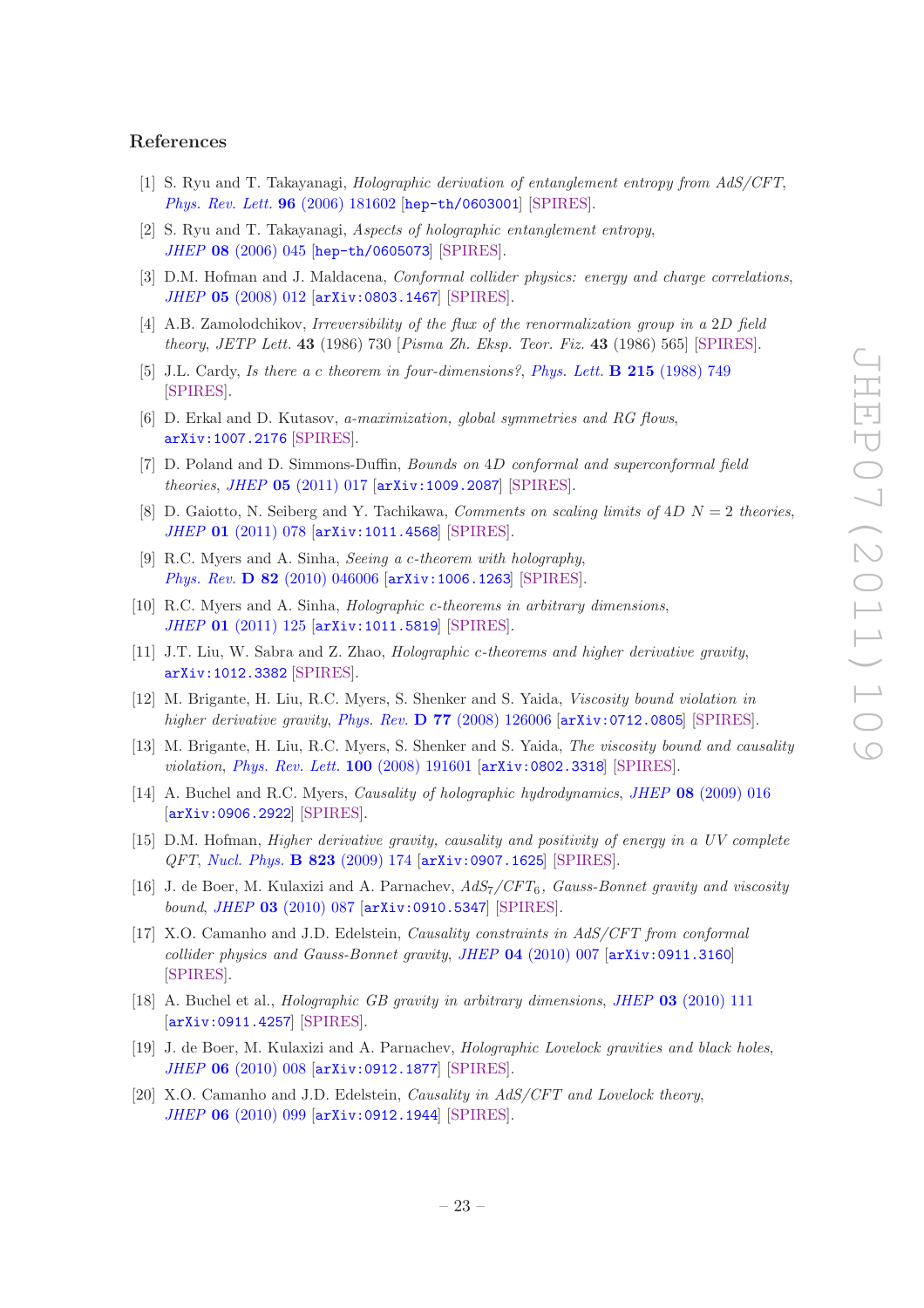## References

[1] S. Ryu and T. Takayanagi, *Holographic derivation of entanglement entropy from AdS/CFT*, *Phys. Rev. Lett.* **96** (2006) 181602 [hep-th/0603001] [SPIRES].

[2] S. Ryu and T. Takayanagi, *Aspects of holographic entanglement entropy*, *JHEP* **08** (2006) 045 [hep-th/0605073] [SPIRES].

[3] D.M. Hofman and J. Maldacena, *Conformal collider physics: energy and charge correlations*, *JHEP* **05** (2008) 012 [arXiv:0803.1467] [SPIRES].

[4] A.B. Zamolodchikov, *Irreversibility of the flux of the renormalization group in a 2D field theory*, *JETP Lett.* **43** (1986) 730 [*Pisma Zh. Eksp. Teor. Fiz.* **43** (1986) 565] [SPIRES].

[5] J.L. Cardy, *Is there a c theorem in four-dimensions?*, *Phys. Lett.* **B 215** (1988) 749 [SPIRES].

[6] D. Erkal and D. Kutasov, *a-maximization, global symmetries and RG flows*, arXiv:1007.2176 [SPIRES].

[7] D. Poland and D. Simmons-Duffin, *Bounds on 4D conformal and superconformal field theories*, *JHEP* **05** (2011) 017 [arXiv:1009.2087] [SPIRES].

[8] D. Gaiotto, N. Seiberg and Y. Tachikawa, *Comments on scaling limits of 4D $N = 2$ theories*, *JHEP* **01** (2011) 078 [arXiv:1011.4568] [SPIRES].

[9] R.C. Myers and A. Sinha, *Seeing a c-theorem with holography*, *Phys. Rev.* **D 82** (2010) 046006 [arXiv:1006.1263] [SPIRES].

[10] R.C. Myers and A. Sinha, *Holographic c-theorems in arbitrary dimensions*, *JHEP* **01** (2011) 125 [arXiv:1011.5819] [SPIRES].

[11] J.T. Liu, W. Sabra and Z. Zhao, *Holographic c-theorems and higher derivative gravity*, arXiv:1012.3382 [SPIRES].

[12] M. Brigante, H. Liu, R.C. Myers, S. Shenker and S. Yaida, *Viscosity bound violation in higher derivative gravity*, *Phys. Rev.* **D 77** (2008) 126006 [arXiv:0712.0805] [SPIRES].

[13] M. Brigante, H. Liu, R.C. Myers, S. Shenker and S. Yaida, *The viscosity bound and causality violation*, *Phys. Rev. Lett.* **100** (2008) 191601 [arXiv:0802.3318] [SPIRES].

[14] A. Buchel and R.C. Myers, *Causality of holographic hydrodynamics*, *JHEP* **08** (2009) 016 [arXiv:0906.2922] [SPIRES].

[15] D.M. Hofman, *Higher derivative gravity, causality and positivity of energy in a UV complete QFT*, *Nucl. Phys.* **B 823** (2009) 174 [arXiv:0907.1625] [SPIRES].

[16] J. de Boer, M. Kulaxizi and A. Parnachev, *$AdS_7/CFT_6$, Gauss-Bonnet gravity and viscosity bound*, *JHEP* **03** (2010) 087 [arXiv:0910.5347] [SPIRES].

[17] X.O. Camanho and J.D. Edelstein, *Causality constraints in AdS/CFT from conformal collider physics and Gauss-Bonnet gravity*, *JHEP* **04** (2010) 007 [arXiv:0911.3160] [SPIRES].

[18] A. Buchel et al., *Holographic GB gravity in arbitrary dimensions*, *JHEP* **03** (2010) 111 [arXiv:0911.4257] [SPIRES].

[19] J. de Boer, M. Kulaxizi and A. Parnachev, *Holographic Lovelock gravities and black holes*, *JHEP* **06** (2010) 008 [arXiv:0912.1877] [SPIRES].

[20] X.O. Camanho and J.D. Edelstein, *Causality in AdS/CFT and Lovelock theory*, *JHEP* **06** (2010) 099 [arXiv:0912.1944] [SPIRES].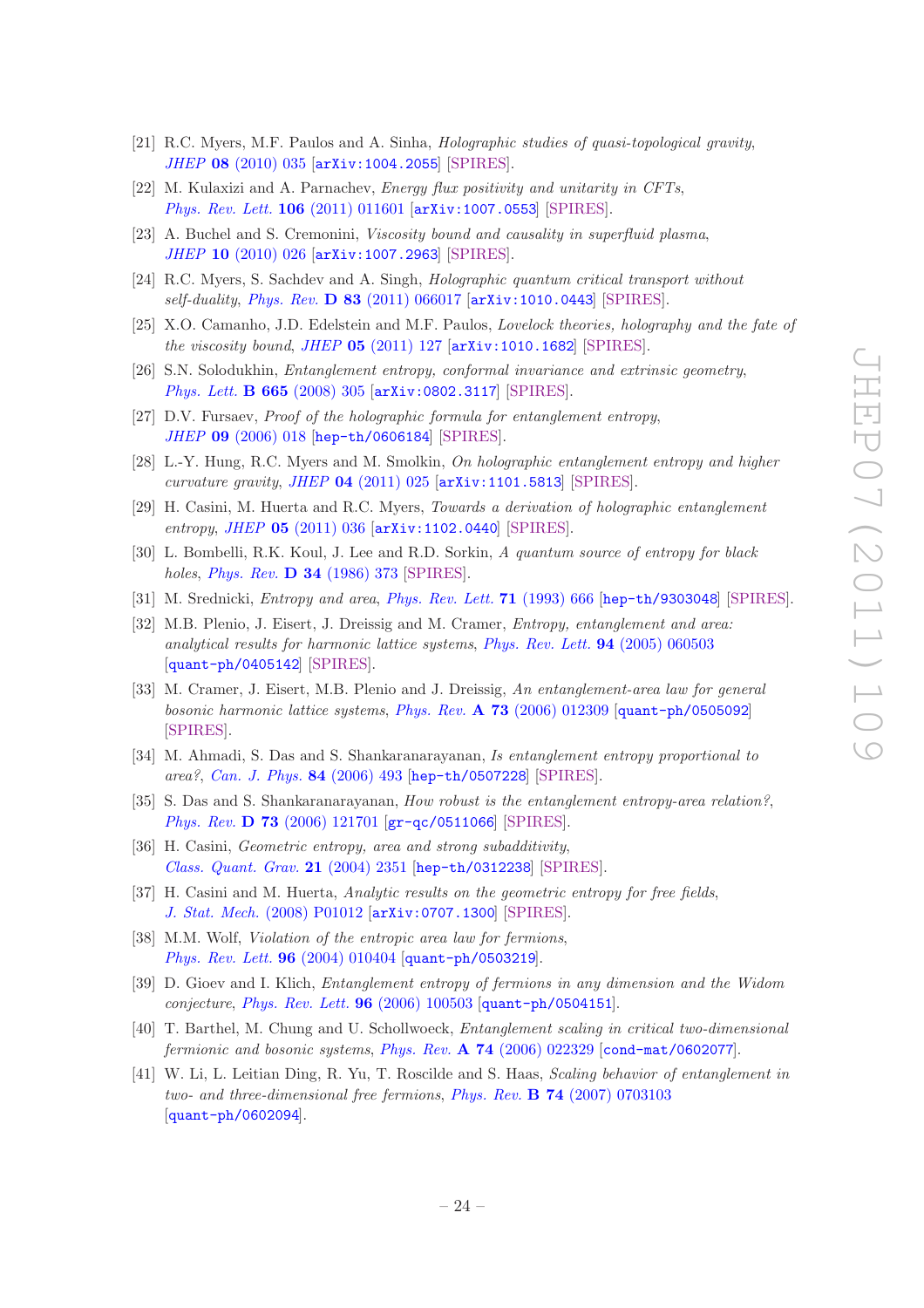- [21] R.C. Myers, M.F. Paulos and A. Sinha, *Holographic studies of quasi-topological gravity*, *JHEP* **08** (2010) 035 [arXiv:1004.2055] [SPIRES].
- [22] M. Kulaxizi and A. Parnachev, *Energy flux positivity and unitarity in CFTs*, *Phys. Rev. Lett.* **106** (2011) 011601 [arXiv:1007.0553] [SPIRES].
- [23] A. Buchel and S. Cremonini, *Viscosity bound and causality in superfluid plasma*, *JHEP* **10** (2010) 026 [arXiv:1007.2963] [SPIRES].
- [24] R.C. Myers, S. Sachdev and A. Singh, *Holographic quantum critical transport without self-duality*, *Phys. Rev.* **D 83** (2011) 066017 [arXiv:1010.0443] [SPIRES].
- [25] X.O. Camanho, J.D. Edelstein and M.F. Paulos, *Lovelock theories, holography and the fate of the viscosity bound*, *JHEP* **05** (2011) 127 [arXiv:1010.1682] [SPIRES].
- [26] S.N. Solodukhin, *Entanglement entropy, conformal invariance and extrinsic geometry*, *Phys. Lett.* **B 665** (2008) 305 [arXiv:0802.3117] [SPIRES].
- [27] D.V. Fursaev, *Proof of the holographic formula for entanglement entropy*, *JHEP* **09** (2006) 018 [hep-th/0606184] [SPIRES].
- [28] L.-Y. Hung, R.C. Myers and M. Smolkin, *On holographic entanglement entropy and higher curvature gravity*, *JHEP* **04** (2011) 025 [arXiv:1101.5813] [SPIRES].
- [29] H. Casini, M. Huerta and R.C. Myers, *Towards a derivation of holographic entanglement entropy*, *JHEP* **05** (2011) 036 [arXiv:1102.0440] [SPIRES].
- [30] L. Bombelli, R.K. Koul, J. Lee and R.D. Sorkin, *A quantum source of entropy for black holes*, *Phys. Rev.* **D 34** (1986) 373 [SPIRES].
- [31] M. Srednicki, *Entropy and area*, *Phys. Rev. Lett.* **71** (1993) 666 [hep-th/9303048] [SPIRES].
- [32] M.B. Plenio, J. Eisert, J. Dreissig and M. Cramer, *Entropy, entanglement and area: analytical results for harmonic lattice systems*, *Phys. Rev. Lett.* **94** (2005) 060503 [quant-ph/0405142] [SPIRES].
- [33] M. Cramer, J. Eisert, M.B. Plenio and J. Dreissig, *An entanglement-area law for general bosonic harmonic lattice systems*, *Phys. Rev.* **A 73** (2006) 012309 [quant-ph/0505092] [SPIRES].
- [34] M. Ahmadi, S. Das and S. Shankaranarayanan, *Is entanglement entropy proportional to area?*, *Can. J. Phys.* **84** (2006) 493 [hep-th/0507228] [SPIRES].
- [35] S. Das and S. Shankaranarayanan, *How robust is the entanglement entropy-area relation?*, *Phys. Rev.* **D 73** (2006) 121701 [gr-qc/0511066] [SPIRES].
- [36] H. Casini, *Geometric entropy, area and strong subadditivity*, *Class. Quant. Grav.* **21** (2004) 2351 [hep-th/0312238] [SPIRES].
- [37] H. Casini and M. Huerta, *Analytic results on the geometric entropy for free fields*, *J. Stat. Mech.* (2008) P01012 [arXiv:0707.1300] [SPIRES].
- [38] M.M. Wolf, *Violation of the entropic area law for fermions*, *Phys. Rev. Lett.* **96** (2004) 010404 [quant-ph/0503219].
- [39] D. Gioev and I. Klich, *Entanglement entropy of fermions in any dimension and the Widom conjecture*, *Phys. Rev. Lett.* **96** (2006) 100503 [quant-ph/0504151].
- [40] T. Barthel, M. Chung and U. Schollwoeck, *Entanglement scaling in critical two-dimensional fermionic and bosonic systems*, *Phys. Rev.* **A 74** (2006) 022329 [cond-mat/0602077].
- [41] W. Li, L. Leitian Ding, R. Yu, T. Roscilde and S. Haas, *Scaling behavior of entanglement in two- and three-dimensional free fermions*, *Phys. Rev.* **B 74** (2007) 0703103 [quant-ph/0602094].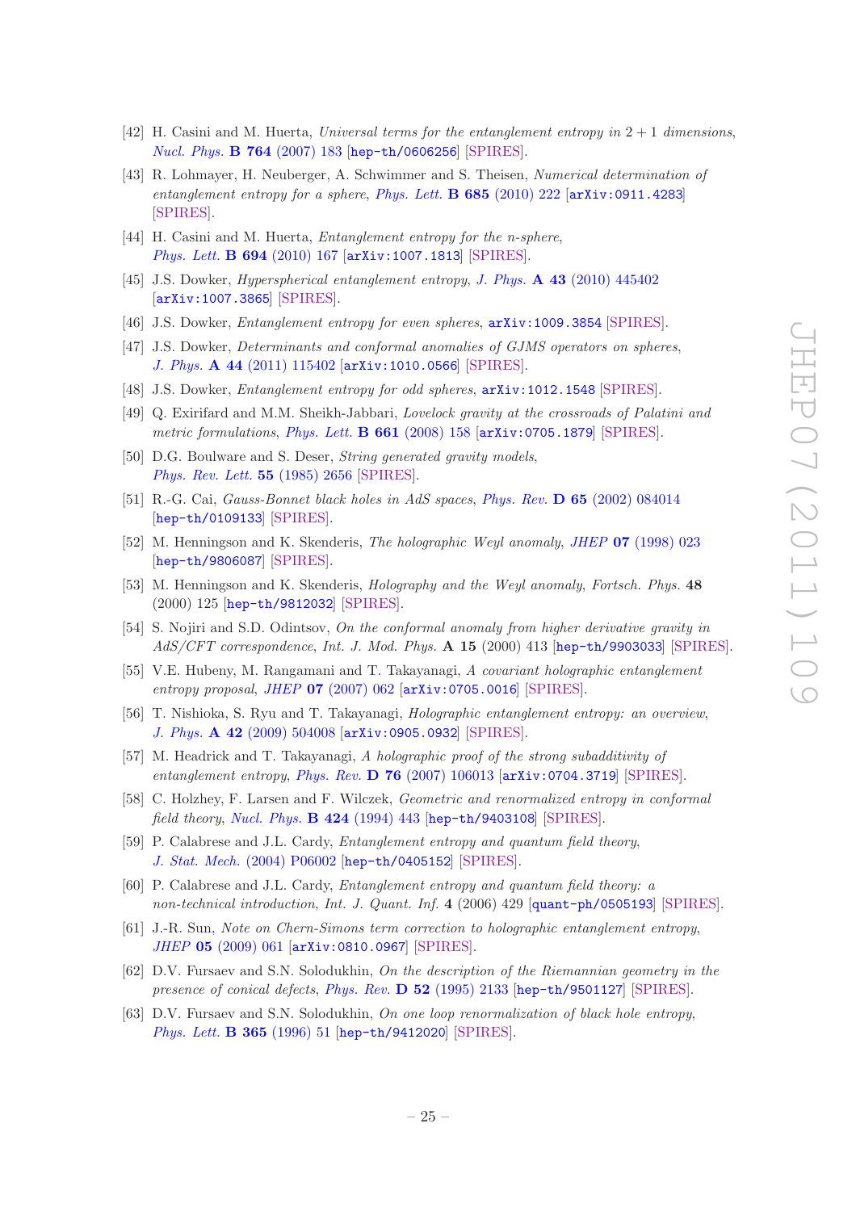[42] H. Casini and M. Huerta, *Universal terms for the entanglement entropy in 2 + 1 dimensions*, *Nucl. Phys.* **B 764** (2007) 183 [hep-th/0606256] [SPIRES].

[43] R. Lohmayer, H. Neuberger, A. Schwimmer and S. Theisen, *Numerical determination of entanglement entropy for a sphere*, *Phys. Lett.* **B 685** (2010) 222 [arXiv:0911.4283] [SPIRES].

[44] H. Casini and M. Huerta, *Entanglement entropy for the n-sphere*, *Phys. Lett.* **B 694** (2010) 167 [arXiv:1007.1813] [SPIRES].

[45] J.S. Dowker, *Hyperspherical entanglement entropy*, *J. Phys.* **A 43** (2010) 445402 [arXiv:1007.3865] [SPIRES].

[46] J.S. Dowker, *Entanglement entropy for even spheres*, arXiv:1009.3854 [SPIRES].

[47] J.S. Dowker, *Determinants and conformal anomalies of GJMS operators on spheres*, *J. Phys.* **A 44** (2011) 115402 [arXiv:1010.0566] [SPIRES].

[48] J.S. Dowker, *Entanglement entropy for odd spheres*, arXiv:1012.1548 [SPIRES].

[49] Q. Exirifard and M.M. Sheikh-Jabbari, *Lovelock gravity at the crossroads of Palatini and metric formulations*, *Phys. Lett.* **B 661** (2008) 158 [arXiv:0705.1879] [SPIRES].

[50] D.G. Boulware and S. Deser, *String generated gravity models*, *Phys. Rev. Lett.* **55** (1985) 2656 [SPIRES].

[51] R.-G. Cai, *Gauss-Bonnet black holes in AdS spaces*, *Phys. Rev.* **D 65** (2002) 084014 [hep-th/0109133] [SPIRES].

[52] M. Henningson and K. Skenderis, *The holographic Weyl anomaly*, *JHEP* **07** (1998) 023 [hep-th/9806087] [SPIRES].

[53] M. Henningson and K. Skenderis, *Holography and the Weyl anomaly*, *Fortsch. Phys.* **48** (2000) 125 [hep-th/9812032] [SPIRES].

[54] S. Nojiri and S.D. Odintsov, *On the conformal anomaly from higher derivative gravity in AdS/CFT correspondence*, *Int. J. Mod. Phys.* **A 15** (2000) 413 [hep-th/9903033] [SPIRES].

[55] V.E. Hubeny, M. Rangamani and T. Takayanagi, *A covariant holographic entanglement entropy proposal*, *JHEP* **07** (2007) 062 [arXiv:0705.0016] [SPIRES].

[56] T. Nishioka, S. Ryu and T. Takayanagi, *Holographic entanglement entropy: an overview*, *J. Phys.* **A 42** (2009) 504008 [arXiv:0905.0932] [SPIRES].

[57] M. Headrick and T. Takayanagi, *A holographic proof of the strong subadditivity of entanglement entropy*, *Phys. Rev.* **D 76** (2007) 106013 [arXiv:0704.3719] [SPIRES].

[58] C. Holzhey, F. Larsen and F. Wilczek, *Geometric and renormalized entropy in conformal field theory*, *Nucl. Phys.* **B 424** (1994) 443 [hep-th/9403108] [SPIRES].

[59] P. Calabrese and J.L. Cardy, *Entanglement entropy and quantum field theory*, *J. Stat. Mech.* (2004) P06002 [hep-th/0405152] [SPIRES].

[60] P. Calabrese and J.L. Cardy, *Entanglement entropy and quantum field theory: a non-technical introduction*, *Int. J. Quant. Inf.* **4** (2006) 429 [quant-ph/0505193] [SPIRES].

[61] J.-R. Sun, *Note on Chern-Simons term correction to holographic entanglement entropy*, *JHEP* **05** (2009) 061 [arXiv:0810.0967] [SPIRES].

[62] D.V. Fursaev and S.N. Solodukhin, *On the description of the Riemannian geometry in the presence of conical defects*, *Phys. Rev.* **D 52** (1995) 2133 [hep-th/9501127] [SPIRES].

[63] D.V. Fursaev and S.N. Solodukhin, *On one loop renormalization of black hole entropy*, *Phys. Lett.* **B 365** (1996) 51 [hep-th/9412020] [SPIRES].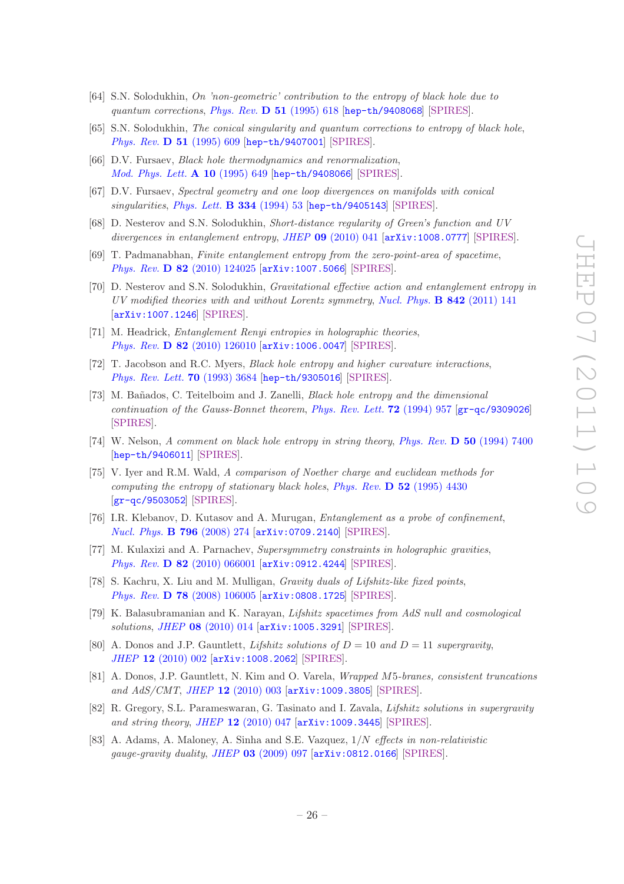- [64] S.N. Solodukhin, *On 'non-geometric' contribution to the entropy of black hole due to quantum corrections*, *Phys. Rev.* **D 51** (1995) 618 [hep-th/9408068] [SPIRES].
- [65] S.N. Solodukhin, *The conical singularity and quantum corrections to entropy of black hole*, *Phys. Rev.* **D 51** (1995) 609 [hep-th/9407001] [SPIRES].
- [66] D.V. Fursaev, *Black hole thermodynamics and renormalization*, *Mod. Phys. Lett.* **A 10** (1995) 649 [hep-th/9408066] [SPIRES].
- [67] D.V. Fursaev, *Spectral geometry and one loop divergences on manifolds with conical singularities*, *Phys. Lett.* **B 334** (1994) 53 [hep-th/9405143] [SPIRES].
- [68] D. Nesterov and S.N. Solodukhin, *Short-distance regularity of Green's function and UV divergences in entanglement entropy*, *JHEP* **09** (2010) 041 [arXiv:1008.0777] [SPIRES].
- [69] T. Padmanabhan, *Finite entanglement entropy from the zero-point-area of spacetime*, *Phys. Rev.* **D 82** (2010) 124025 [arXiv:1007.5066] [SPIRES].
- [70] D. Nesterov and S.N. Solodukhin, *Gravitational effective action and entanglement entropy in UV modified theories with and without Lorentz symmetry*, *Nucl. Phys.* **B 842** (2011) 141 [arXiv:1007.1246] [SPIRES].
- [71] M. Headrick, *Entanglement Renyi entropies in holographic theories*, *Phys. Rev.* **D 82** (2010) 126010 [arXiv:1006.0047] [SPIRES].
- [72] T. Jacobson and R.C. Myers, *Black hole entropy and higher curvature interactions*, *Phys. Rev. Lett.* **70** (1993) 3684 [hep-th/9305016] [SPIRES].
- [73] M. Bañados, C. Teitelboim and J. Zanelli, *Black hole entropy and the dimensional continuation of the Gauss-Bonnet theorem*, *Phys. Rev. Lett.* **72** (1994) 957 [gr-qc/9309026] [SPIRES].
- [74] W. Nelson, *A comment on black hole entropy in string theory*, *Phys. Rev.* **D 50** (1994) 7400 [hep-th/9406011] [SPIRES].
- [75] V. Iyer and R.M. Wald, *A comparison of Noether charge and euclidean methods for computing the entropy of stationary black holes*, *Phys. Rev.* **D 52** (1995) 4430 [gr-qc/9503052] [SPIRES].
- [76] I.R. Klebanov, D. Kutasov and A. Murugan, *Entanglement as a probe of confinement*, *Nucl. Phys.* **B 796** (2008) 274 [arXiv:0709.2140] [SPIRES].
- [77] M. Kulaxizi and A. Parnachev, *Supersymmetry constraints in holographic gravities*, *Phys. Rev.* **D 82** (2010) 066001 [arXiv:0912.4244] [SPIRES].
- [78] S. Kachru, X. Liu and M. Mulligan, *Gravity duals of Lifshitz-like fixed points*, *Phys. Rev.* **D 78** (2008) 106005 [arXiv:0808.1725] [SPIRES].
- [79] K. Balasubramanian and K. Narayan, *Lifshitz spacetimes from AdS null and cosmological solutions*, *JHEP* **08** (2010) 014 [arXiv:1005.3291] [SPIRES].
- [80] A. Donos and J.P. Gauntlett, *Lifshitz solutions of $D = 10$ and $D = 11$ supergravity*, *JHEP* **12** (2010) 002 [arXiv:1008.2062] [SPIRES].
- [81] A. Donos, J.P. Gauntlett, N. Kim and O. Varela, *Wrapped M5-branes, consistent truncations and AdS/CMT*, *JHEP* **12** (2010) 003 [arXiv:1009.3805] [SPIRES].
- [82] R. Gregory, S.L. Parameswaran, G. Tasinato and I. Zavala, *Lifshitz solutions in supergravity and string theory*, *JHEP* **12** (2010) 047 [arXiv:1009.3445] [SPIRES].
- [83] A. Adams, A. Maloney, A. Sinha and S.E. Vazquez, *$1/N$ effects in non-relativistic gauge-gravity duality*, *JHEP* **03** (2009) 097 [arXiv:0812.0166] [SPIRES].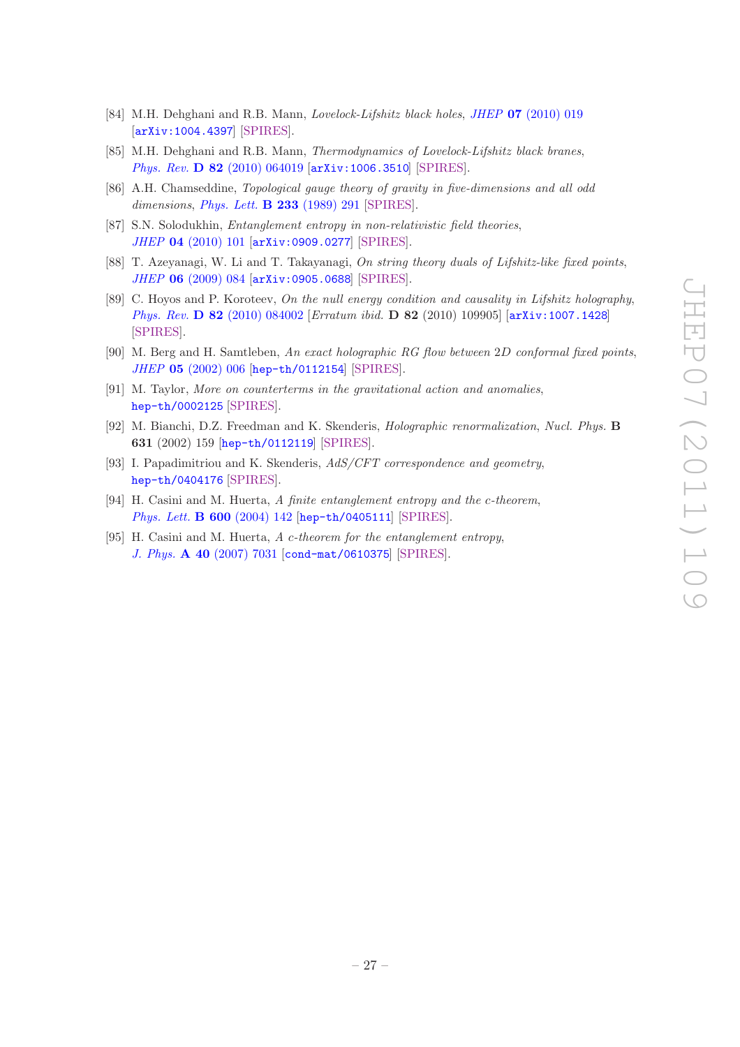[84] M.H. Dehghani and R.B. Mann, *Lovelock-Lifshitz black holes*, *JHEP* **07** (2010) 019 [arXiv:1004.4397] [SPIRES].

[85] M.H. Dehghani and R.B. Mann, *Thermodynamics of Lovelock-Lifshitz black branes*, *Phys. Rev.* **D 82** (2010) 064019 [arXiv:1006.3510] [SPIRES].

[86] A.H. Chamseddine, *Topological gauge theory of gravity in five-dimensions and all odd dimensions*, *Phys. Lett.* **B 233** (1989) 291 [SPIRES].

[87] S.N. Solodukhin, *Entanglement entropy in non-relativistic field theories*, *JHEP* **04** (2010) 101 [arXiv:0909.0277] [SPIRES].

[88] T. Azeyanagi, W. Li and T. Takayanagi, *On string theory duals of Lifshitz-like fixed points*, *JHEP* **06** (2009) 084 [arXiv:0905.0688] [SPIRES].

[89] C. Hoyos and P. Koroteev, *On the null energy condition and causality in Lifshitz holography*, *Phys. Rev.* **D 82** (2010) 084002 [*Erratum ibid.* **D 82** (2010) 109905] [arXiv:1007.1428] [SPIRES].

[90] M. Berg and H. Samtleben, *An exact holographic RG flow between 2D conformal fixed points*, *JHEP* **05** (2002) 006 [hep-th/0112154] [SPIRES].

[91] M. Taylor, *More on counterterms in the gravitational action and anomalies*, hep-th/0002125 [SPIRES].

[92] M. Bianchi, D.Z. Freedman and K. Skenderis, *Holographic renormalization*, *Nucl. Phys.* **B 631** (2002) 159 [hep-th/0112119] [SPIRES].

[93] I. Papadimitriou and K. Skenderis, *AdS/CFT correspondence and geometry*, hep-th/0404176 [SPIRES].

[94] H. Casini and M. Huerta, *A finite entanglement entropy and the c-theorem*, *Phys. Lett.* **B 600** (2004) 142 [hep-th/0405111] [SPIRES].

[95] H. Casini and M. Huerta, *A c-theorem for the entanglement entropy*, *J. Phys.* **A 40** (2007) 7031 [cond-mat/0610375] [SPIRES].